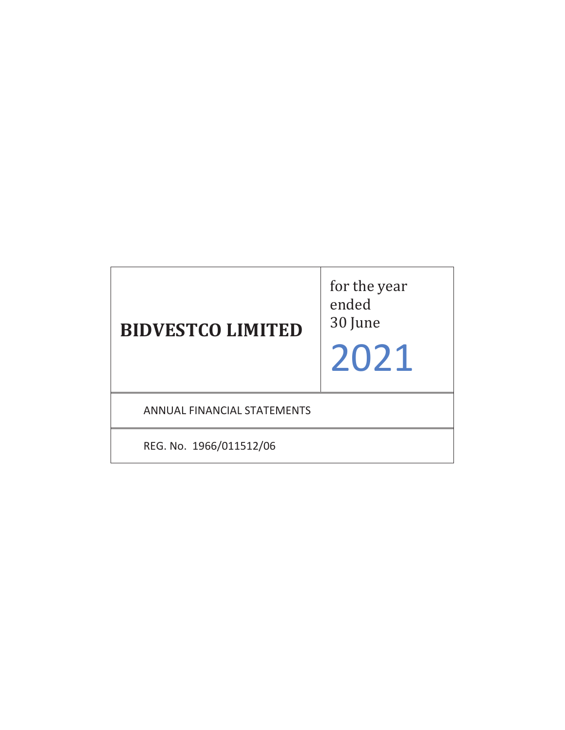# BIDVESTCO LIMITED

for the year ended 30 June

2021

ANNUAL FINANCIAL STATEMENTS

REG. No. 1966/011512/06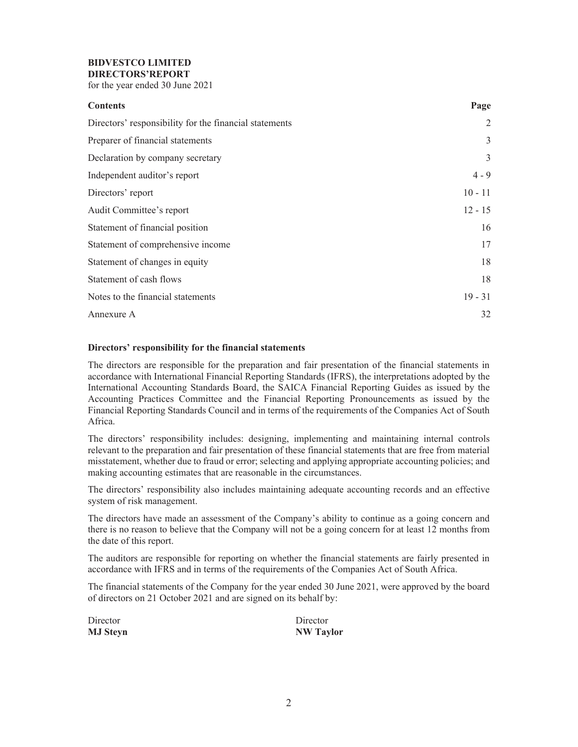**BIDVESTCO LIMITED**
**DIRECTORS'REPORT**
for the year ended 30 June 2021

| **Contents** | **Page** |
|---|---|
| Directors' responsibility for the financial statements | 2 |
| Preparer of financial statements | 3 |
| Declaration by company secretary | 3 |
| Independent auditor's report | 4 - 9 |
| Directors' report | 10 - 11 |
| Audit Committee's report | 12 - 15 |
| Statement of financial position | 16 |
| Statement of comprehensive income | 17 |
| Statement of changes in equity | 18 |
| Statement of cash flows | 18 |
| Notes to the financial statements | 19 - 31 |
| Annexure A | 32 |

**Directors' responsibility for the financial statements**

The directors are responsible for the preparation and fair presentation of the financial statements in accordance with International Financial Reporting Standards (IFRS), the interpretations adopted by the International Accounting Standards Board, the SAICA Financial Reporting Guides as issued by the Accounting Practices Committee and the Financial Reporting Pronouncements as issued by the Financial Reporting Standards Council and in terms of the requirements of the Companies Act of South Africa.

The directors' responsibility includes: designing, implementing and maintaining internal controls relevant to the preparation and fair presentation of these financial statements that are free from material misstatement, whether due to fraud or error; selecting and applying appropriate accounting policies; and making accounting estimates that are reasonable in the circumstances.

The directors' responsibility also includes maintaining adequate accounting records and an effective system of risk management.

The directors have made an assessment of the Company's ability to continue as a going concern and there is no reason to believe that the Company will not be a going concern for at least 12 months from the date of this report.

The auditors are responsible for reporting on whether the financial statements are fairly presented in accordance with IFRS and in terms of the requirements of the Companies Act of South Africa.

The financial statements of the Company for the year ended 30 June 2021, were approved by the board of directors on 21 October 2021 and are signed on its behalf by:

| Director | Director |
|---|---|
| **MJ Steyn** | **NW Taylor** |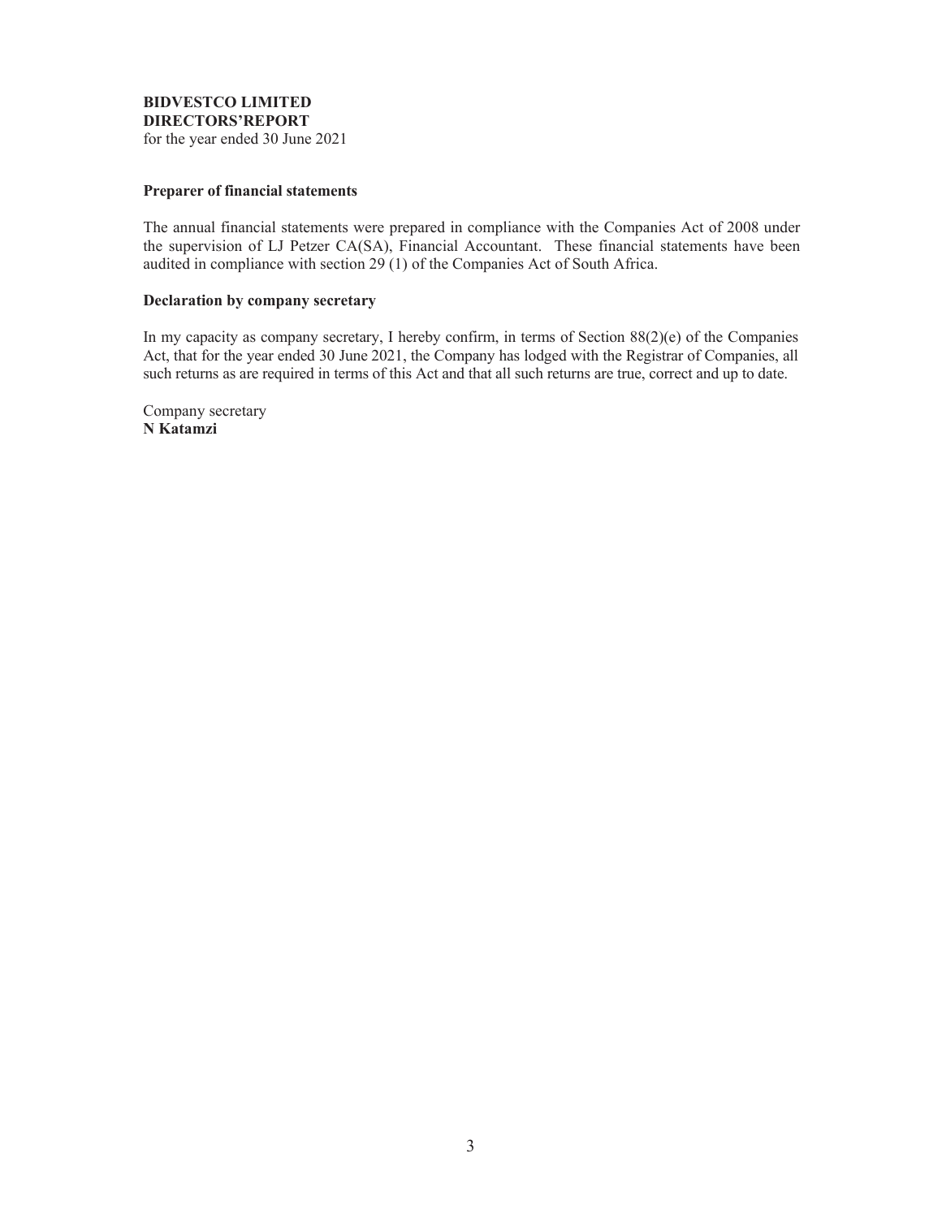**BIDVESTCO LIMITED**
**DIRECTORS'REPORT**
for the year ended 30 June 2021

**Preparer of financial statements**

The annual financial statements were prepared in compliance with the Companies Act of 2008 under the supervision of LJ Petzer CA(SA), Financial Accountant. These financial statements have been audited in compliance with section 29 (1) of the Companies Act of South Africa.

**Declaration by company secretary**

In my capacity as company secretary, I hereby confirm, in terms of Section 88(2)(e) of the Companies Act, that for the year ended 30 June 2021, the Company has lodged with the Registrar of Companies, all such returns as are required in terms of this Act and that all such returns are true, correct and up to date.

Company secretary
**N Katamzi**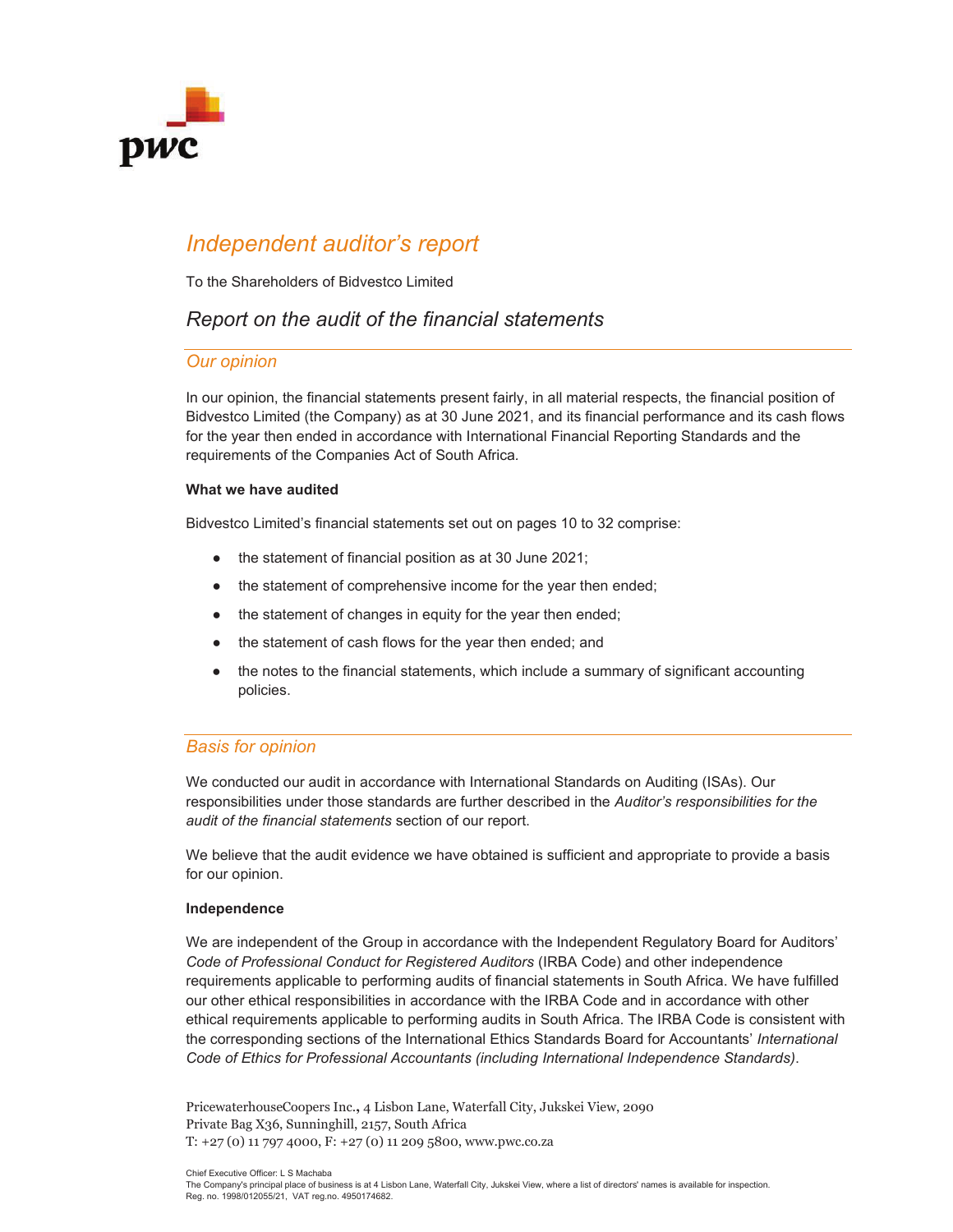# *Independent auditor's report*

To the Shareholders of Bidvestco Limited

## *Report on the audit of the financial statements*

### *Our opinion*

In our opinion, the financial statements present fairly, in all material respects, the financial position of Bidvestco Limited (the Company) as at 30 June 2021, and its financial performance and its cash flows for the year then ended in accordance with International Financial Reporting Standards and the requirements of the Companies Act of South Africa.

**What we have audited**

Bidvestco Limited's financial statements set out on pages 10 to 32 comprise:

- the statement of financial position as at 30 June 2021;
- the statement of comprehensive income for the year then ended;
- the statement of changes in equity for the year then ended;
- the statement of cash flows for the year then ended; and
- the notes to the financial statements, which include a summary of significant accounting policies.

### *Basis for opinion*

We conducted our audit in accordance with International Standards on Auditing (ISAs). Our responsibilities under those standards are further described in the *Auditor's responsibilities for the audit of the financial statements* section of our report.

We believe that the audit evidence we have obtained is sufficient and appropriate to provide a basis for our opinion.

**Independence**

We are independent of the Group in accordance with the Independent Regulatory Board for Auditors' *Code of Professional Conduct for Registered Auditors* (IRBA Code) and other independence requirements applicable to performing audits of financial statements in South Africa. We have fulfilled our other ethical responsibilities in accordance with the IRBA Code and in accordance with other ethical requirements applicable to performing audits in South Africa. The IRBA Code is consistent with the corresponding sections of the International Ethics Standards Board for Accountants' *International Code of Ethics for Professional Accountants (including International Independence Standards)*.

PricewaterhouseCoopers Inc., 4 Lisbon Lane, Waterfall City, Jukskei View, 2090
Private Bag X36, Sunninghill, 2157, South Africa
T: +27 (0) 11 797 4000, F: +27 (0) 11 209 5800, www.pwc.co.za

Chief Executive Officer: L S Machaba
The Company's principal place of business is at 4 Lisbon Lane, Waterfall City, Jukskei View, where a list of directors' names is available for inspection.
Reg. no. 1998/012055/21, VAT reg.no. 4950174682.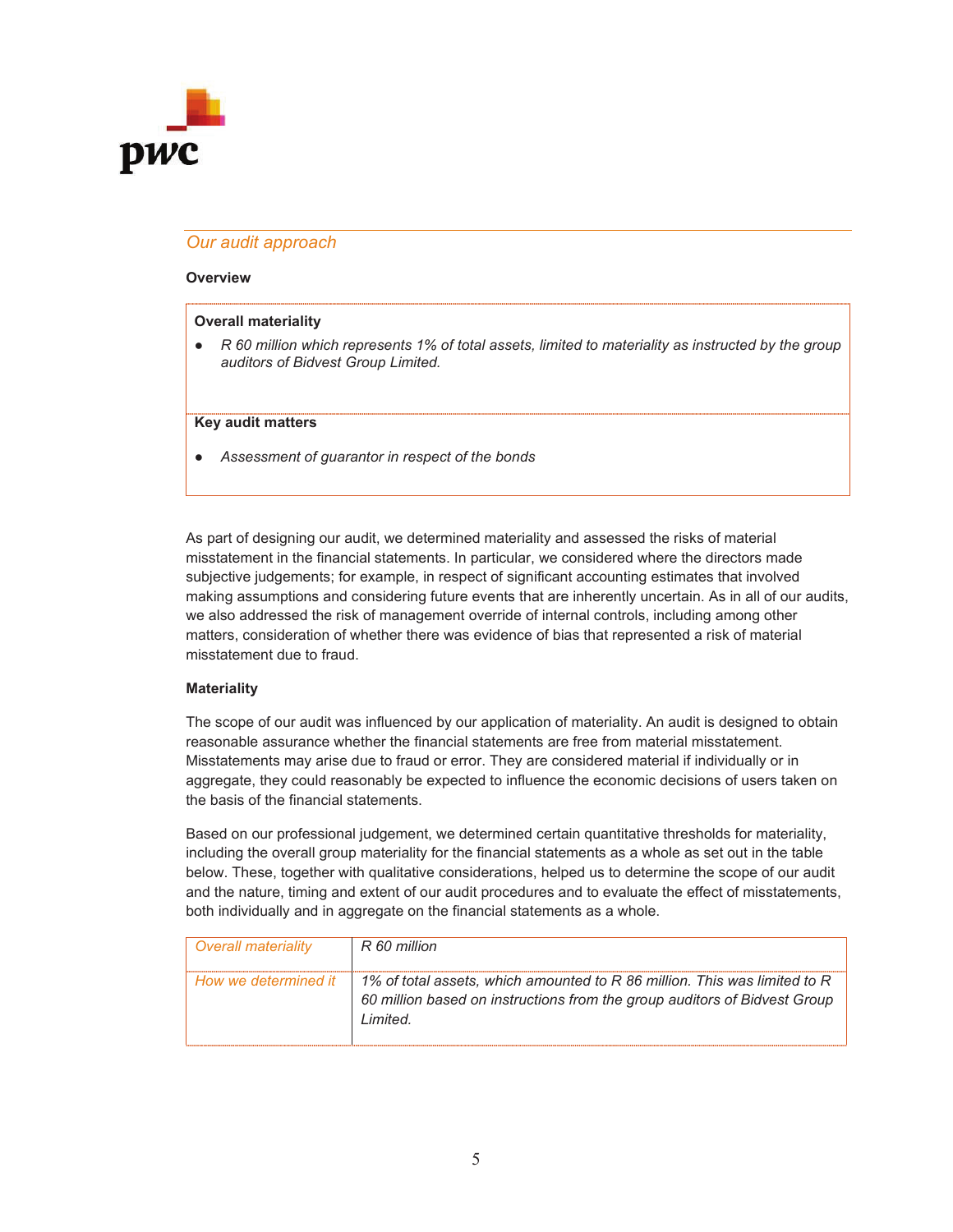## *Our audit approach*

**Overview**

| **Overall materiality** |
|---|
| - *R 60 million which represents 1% of total assets, limited to materiality as instructed by the group auditors of Bidvest Group Limited.* |
| **Key audit matters** |
| - *Assessment of guarantor in respect of the bonds* |

As part of designing our audit, we determined materiality and assessed the risks of material misstatement in the financial statements. In particular, we considered where the directors made subjective judgements; for example, in respect of significant accounting estimates that involved making assumptions and considering future events that are inherently uncertain. As in all of our audits, we also addressed the risk of management override of internal controls, including among other matters, consideration of whether there was evidence of bias that represented a risk of material misstatement due to fraud.

**Materiality**

The scope of our audit was influenced by our application of materiality. An audit is designed to obtain reasonable assurance whether the financial statements are free from material misstatement. Misstatements may arise due to fraud or error. They are considered material if individually or in aggregate, they could reasonably be expected to influence the economic decisions of users taken on the basis of the financial statements.

Based on our professional judgement, we determined certain quantitative thresholds for materiality, including the overall group materiality for the financial statements as a whole as set out in the table below. These, together with qualitative considerations, helped us to determine the scope of our audit and the nature, timing and extent of our audit procedures and to evaluate the effect of misstatements, both individually and in aggregate on the financial statements as a whole.

| *Overall materiality* | *R 60 million* |
|---|---|
| *How we determined it* | *1% of total assets, which amounted to R 86 million. This was limited to R 60 million based on instructions from the group auditors of Bidvest Group Limited.* |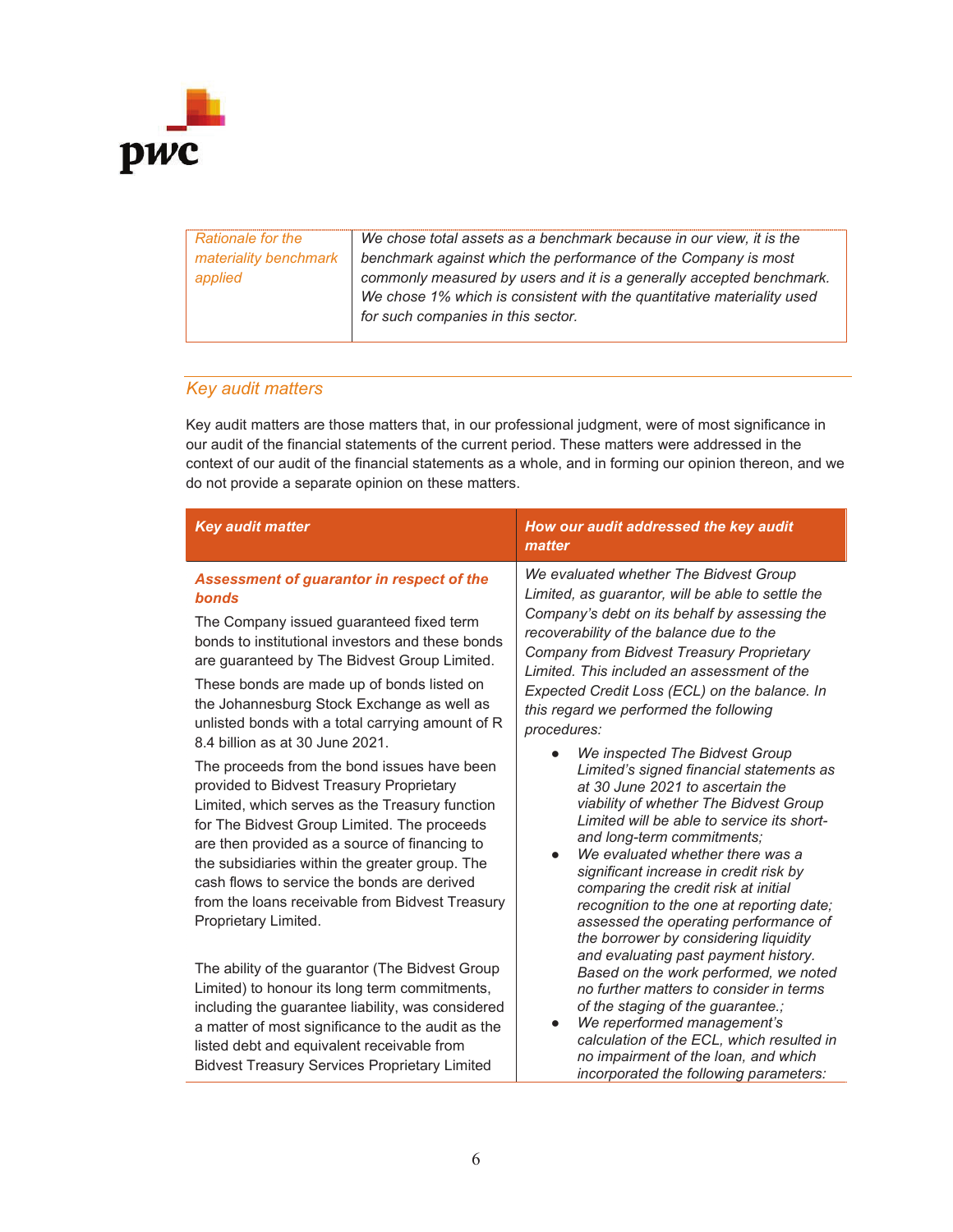| Rationale for the materiality benchmark applied | *We chose total assets as a benchmark because in our view, it is the benchmark against which the performance of the Company is most commonly measured by users and it is a generally accepted benchmark. We chose 1% which is consistent with the quantitative materiality used for such companies in this sector.* |
|---|---|

## Key audit matters

Key audit matters are those matters that, in our professional judgment, were of most significance in our audit of the financial statements of the current period. These matters were addressed in the context of our audit of the financial statements as a whole, and in forming our opinion thereon, and we do not provide a separate opinion on these matters.

| ***Key audit matter*** | ***How our audit addressed the key audit matter*** |
|---|---|
| ***Assessment of guarantor in respect of the bonds***<br><br>The Company issued guaranteed fixed term bonds to institutional investors and these bonds are guaranteed by The Bidvest Group Limited.<br><br>These bonds are made up of bonds listed on the Johannesburg Stock Exchange as well as unlisted bonds with a total carrying amount of R 8.4 billion as at 30 June 2021.<br><br>The proceeds from the bond issues have been provided to Bidvest Treasury Proprietary Limited, which serves as the Treasury function for The Bidvest Group Limited. The proceeds are then provided as a source of financing to the subsidiaries within the greater group. The cash flows to service the bonds are derived from the loans receivable from Bidvest Treasury Proprietary Limited.<br><br>The ability of the guarantor (The Bidvest Group Limited) to honour its long term commitments, including the guarantee liability, was considered a matter of most significance to the audit as the listed debt and equivalent receivable from Bidvest Treasury Services Proprietary Limited | *We evaluated whether The Bidvest Group Limited, as guarantor, will be able to settle the Company's debt on its behalf by assessing the recoverability of the balance due to the Company from Bidvest Treasury Proprietary Limited. This included an assessment of the Expected Credit Loss (ECL) on the balance. In this regard we performed the following procedures:*<br><br>• *We inspected The Bidvest Group Limited's signed financial statements as at 30 June 2021 to ascertain the viability of whether The Bidvest Group Limited will be able to service its short- and long-term commitments;*<br>• *We evaluated whether there was a significant increase in credit risk by comparing the credit risk at initial recognition to the one at reporting date; assessed the operating performance of the borrower by considering liquidity and evaluating past payment history. Based on the work performed, we noted no further matters to consider in terms of the staging of the guarantee.;*<br>• *We reperformed management's calculation of the ECL, which resulted in no impairment of the loan, and which incorporated the following parameters:* |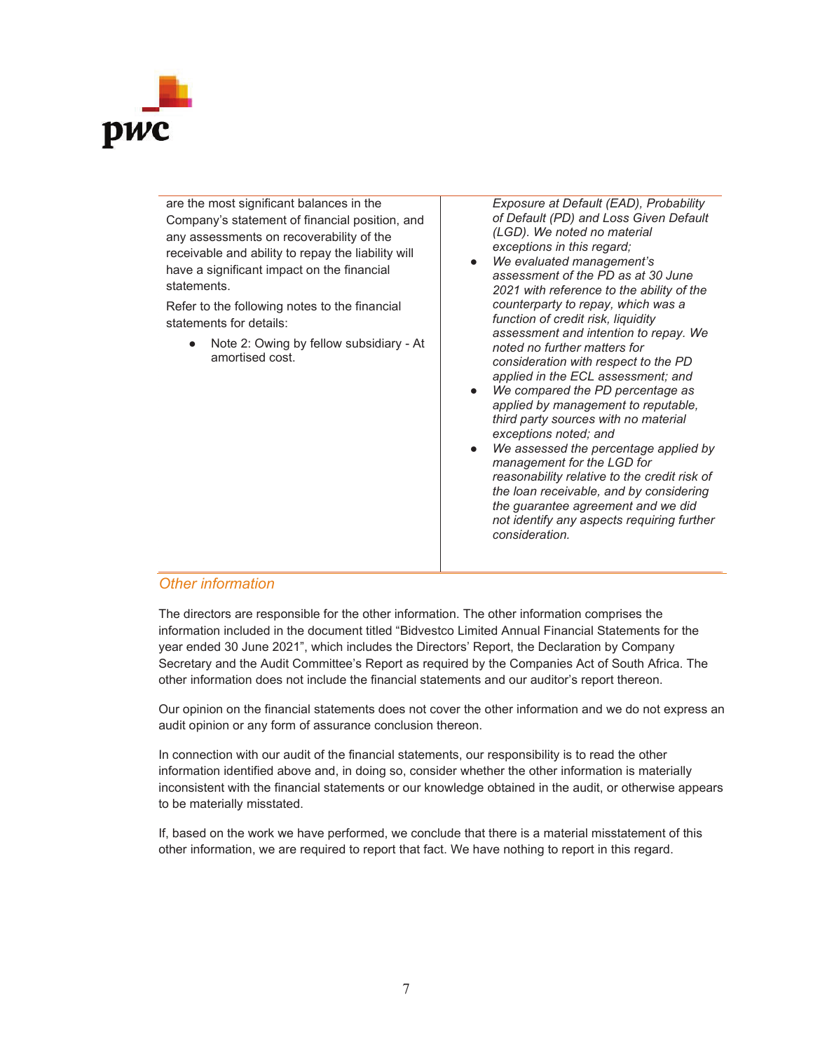| | |
|---|---|
| are the most significant balances in the Company's statement of financial position, and any assessments on recoverability of the receivable and ability to repay the liability will have a significant impact on the financial statements.<br><br>Refer to the following notes to the financial statements for details:<br><br>● Note 2: Owing by fellow subsidiary - At amortised cost. | *Exposure at Default (EAD), Probability of Default (PD) and Loss Given Default (LGD). We noted no material exceptions in this regard;*<br>● *We evaluated management's assessment of the PD as at 30 June 2021 with reference to the ability of the counterparty to repay, which was a function of credit risk, liquidity assessment and intention to repay. We noted no further matters for consideration with respect to the PD applied in the ECL assessment; and*<br>● *We compared the PD percentage as applied by management to reputable, third party sources with no material exceptions noted; and*<br>● *We assessed the percentage applied by management for the LGD for reasonability relative to the credit risk of the loan receivable, and by considering the guarantee agreement and we did not identify any aspects requiring further consideration.* |

## *Other information*

The directors are responsible for the other information. The other information comprises the information included in the document titled "Bidvestco Limited Annual Financial Statements for the year ended 30 June 2021", which includes the Directors' Report, the Declaration by Company Secretary and the Audit Committee's Report as required by the Companies Act of South Africa. The other information does not include the financial statements and our auditor's report thereon.

Our opinion on the financial statements does not cover the other information and we do not express an audit opinion or any form of assurance conclusion thereon.

In connection with our audit of the financial statements, our responsibility is to read the other information identified above and, in doing so, consider whether the other information is materially inconsistent with the financial statements or our knowledge obtained in the audit, or otherwise appears to be materially misstated.

If, based on the work we have performed, we conclude that there is a material misstatement of this other information, we are required to report that fact. We have nothing to report in this regard.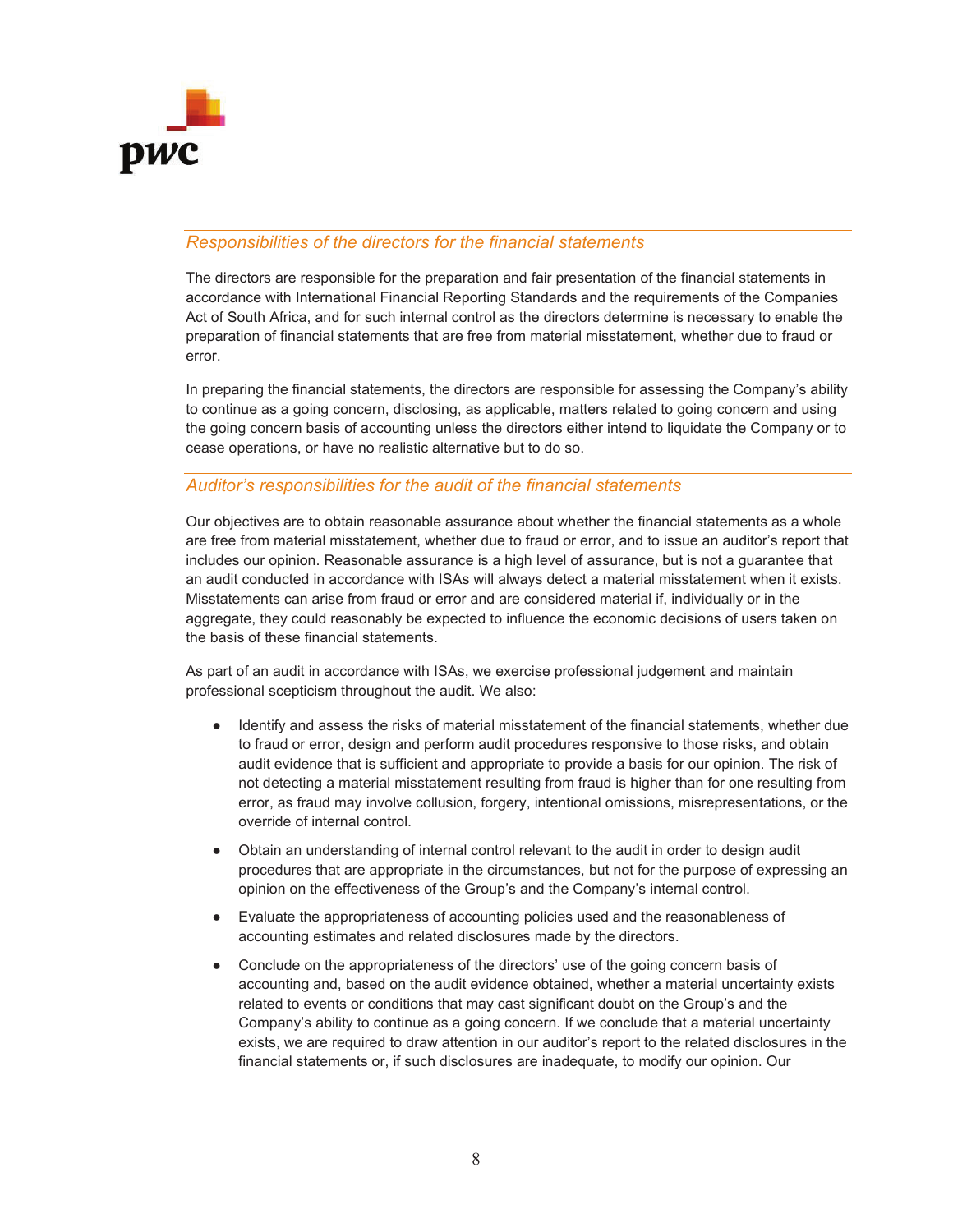### *Responsibilities of the directors for the financial statements*

The directors are responsible for the preparation and fair presentation of the financial statements in accordance with International Financial Reporting Standards and the requirements of the Companies Act of South Africa, and for such internal control as the directors determine is necessary to enable the preparation of financial statements that are free from material misstatement, whether due to fraud or error.

In preparing the financial statements, the directors are responsible for assessing the Company's ability to continue as a going concern, disclosing, as applicable, matters related to going concern and using the going concern basis of accounting unless the directors either intend to liquidate the Company or to cease operations, or have no realistic alternative but to do so.

### *Auditor's responsibilities for the audit of the financial statements*

Our objectives are to obtain reasonable assurance about whether the financial statements as a whole are free from material misstatement, whether due to fraud or error, and to issue an auditor's report that includes our opinion. Reasonable assurance is a high level of assurance, but is not a guarantee that an audit conducted in accordance with ISAs will always detect a material misstatement when it exists. Misstatements can arise from fraud or error and are considered material if, individually or in the aggregate, they could reasonably be expected to influence the economic decisions of users taken on the basis of these financial statements.

As part of an audit in accordance with ISAs, we exercise professional judgement and maintain professional scepticism throughout the audit. We also:

- Identify and assess the risks of material misstatement of the financial statements, whether due to fraud or error, design and perform audit procedures responsive to those risks, and obtain audit evidence that is sufficient and appropriate to provide a basis for our opinion. The risk of not detecting a material misstatement resulting from fraud is higher than for one resulting from error, as fraud may involve collusion, forgery, intentional omissions, misrepresentations, or the override of internal control.
- Obtain an understanding of internal control relevant to the audit in order to design audit procedures that are appropriate in the circumstances, but not for the purpose of expressing an opinion on the effectiveness of the Group's and the Company's internal control.
- Evaluate the appropriateness of accounting policies used and the reasonableness of accounting estimates and related disclosures made by the directors.
- Conclude on the appropriateness of the directors' use of the going concern basis of accounting and, based on the audit evidence obtained, whether a material uncertainty exists related to events or conditions that may cast significant doubt on the Group's and the Company's ability to continue as a going concern. If we conclude that a material uncertainty exists, we are required to draw attention in our auditor's report to the related disclosures in the financial statements or, if such disclosures are inadequate, to modify our opinion. Our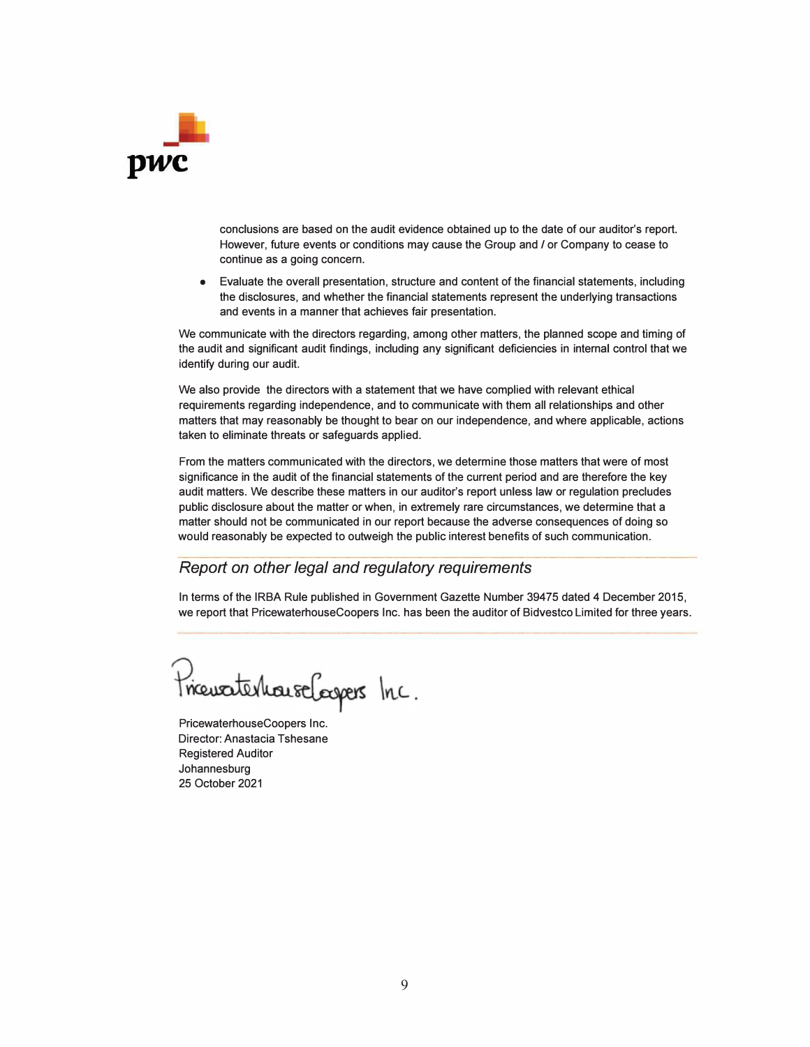conclusions are based on the audit evidence obtained up to the date of our auditor's report. However, future events or conditions may cause the Group and / or Company to cease to continue as a going concern.

- Evaluate the overall presentation, structure and content of the financial statements, including the disclosures, and whether the financial statements represent the underlying transactions and events in a manner that achieves fair presentation.

We communicate with the directors regarding, among other matters, the planned scope and timing of the audit and significant audit findings, including any significant deficiencies in internal control that we identify during our audit.

We also provide the directors with a statement that we have complied with relevant ethical requirements regarding independence, and to communicate with them all relationships and other matters that may reasonably be thought to bear on our independence, and where applicable, actions taken to eliminate threats or safeguards applied.

From the matters communicated with the directors, we determine those matters that were of most significance in the audit of the financial statements of the current period and are therefore the key audit matters. We describe these matters in our auditor's report unless law or regulation precludes public disclosure about the matter or when, in extremely rare circumstances, we determine that a matter should not be communicated in our report because the adverse consequences of doing so would reasonably be expected to outweigh the public interest benefits of such communication.

## *Report on other legal and regulatory requirements*

In terms of the IRBA Rule published in Government Gazette Number 39475 dated 4 December 2015, we report that PricewaterhouseCoopers Inc. has been the auditor of Bidvestco Limited for three years.

PricewaterhouseCoopers Inc.

PricewaterhouseCoopers Inc.
Director: Anastacia Tshesane
Registered Auditor
Johannesburg
25 October 2021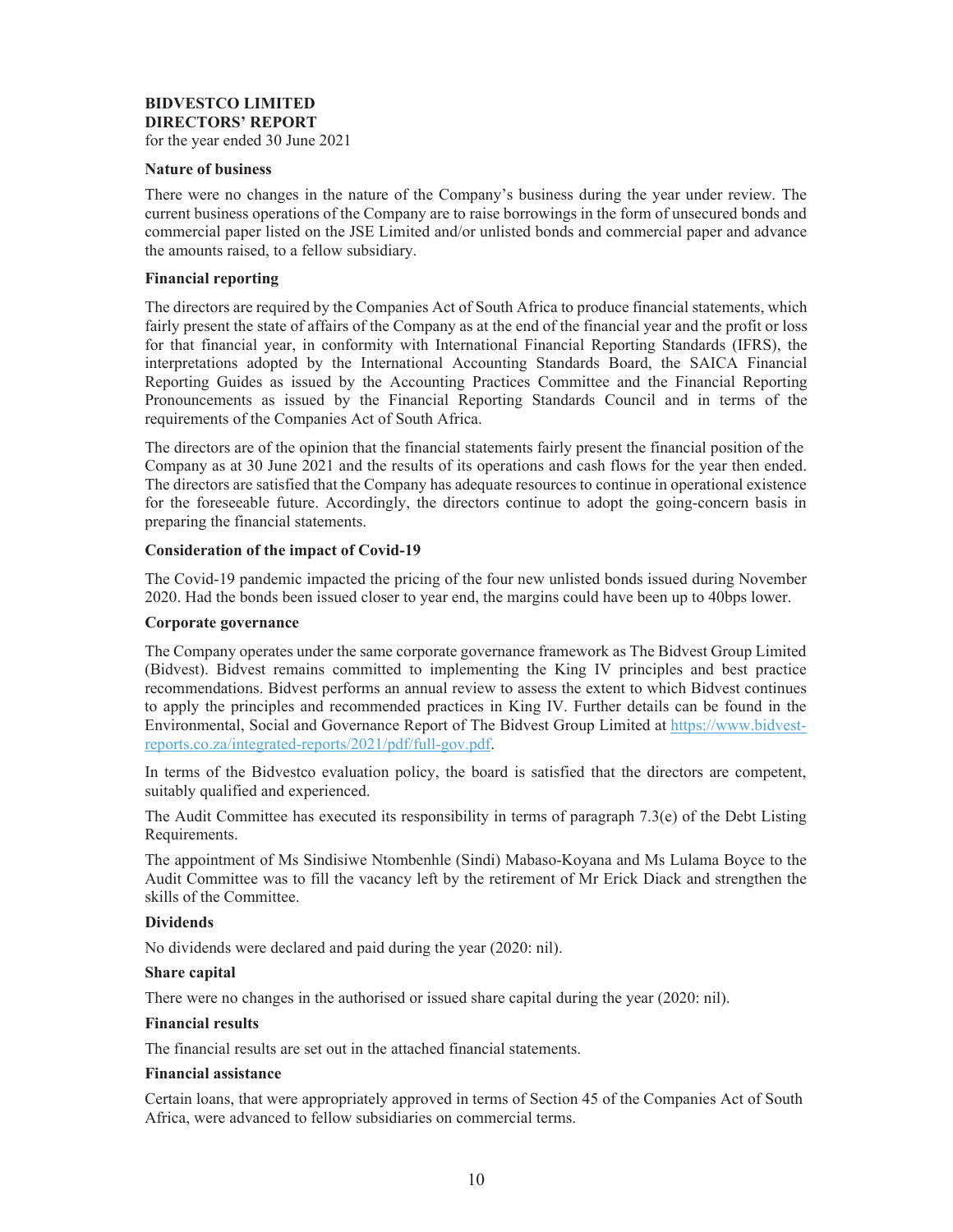# BIDVESTCO LIMITED
## DIRECTORS' REPORT
for the year ended 30 June 2021

### Nature of business

There were no changes in the nature of the Company's business during the year under review. The current business operations of the Company are to raise borrowings in the form of unsecured bonds and commercial paper listed on the JSE Limited and/or unlisted bonds and commercial paper and advance the amounts raised, to a fellow subsidiary.

### Financial reporting

The directors are required by the Companies Act of South Africa to produce financial statements, which fairly present the state of affairs of the Company as at the end of the financial year and the profit or loss for that financial year, in conformity with International Financial Reporting Standards (IFRS), the interpretations adopted by the International Accounting Standards Board, the SAICA Financial Reporting Guides as issued by the Accounting Practices Committee and the Financial Reporting Pronouncements as issued by the Financial Reporting Standards Council and in terms of the requirements of the Companies Act of South Africa.

The directors are of the opinion that the financial statements fairly present the financial position of the Company as at 30 June 2021 and the results of its operations and cash flows for the year then ended. The directors are satisfied that the Company has adequate resources to continue in operational existence for the foreseeable future. Accordingly, the directors continue to adopt the going-concern basis in preparing the financial statements.

### Consideration of the impact of Covid-19

The Covid-19 pandemic impacted the pricing of the four new unlisted bonds issued during November 2020. Had the bonds been issued closer to year end, the margins could have been up to 40bps lower.

### Corporate governance

The Company operates under the same corporate governance framework as The Bidvest Group Limited (Bidvest). Bidvest remains committed to implementing the King IV principles and best practice recommendations. Bidvest performs an annual review to assess the extent to which Bidvest continues to apply the principles and recommended practices in King IV. Further details can be found in the Environmental, Social and Governance Report of The Bidvest Group Limited at https://www.bidvest-reports.co.za/integrated-reports/2021/pdf/full-gov.pdf.

In terms of the Bidvestco evaluation policy, the board is satisfied that the directors are competent, suitably qualified and experienced.

The Audit Committee has executed its responsibility in terms of paragraph 7.3(e) of the Debt Listing Requirements.

The appointment of Ms Sindisiwe Ntombenhle (Sindi) Mabaso-Koyana and Ms Lulama Boyce to the Audit Committee was to fill the vacancy left by the retirement of Mr Erick Diack and strengthen the skills of the Committee.

### Dividends

No dividends were declared and paid during the year (2020: nil).

### Share capital

There were no changes in the authorised or issued share capital during the year (2020: nil).

### Financial results

The financial results are set out in the attached financial statements.

### Financial assistance

Certain loans, that were appropriately approved in terms of Section 45 of the Companies Act of South Africa, were advanced to fellow subsidiaries on commercial terms.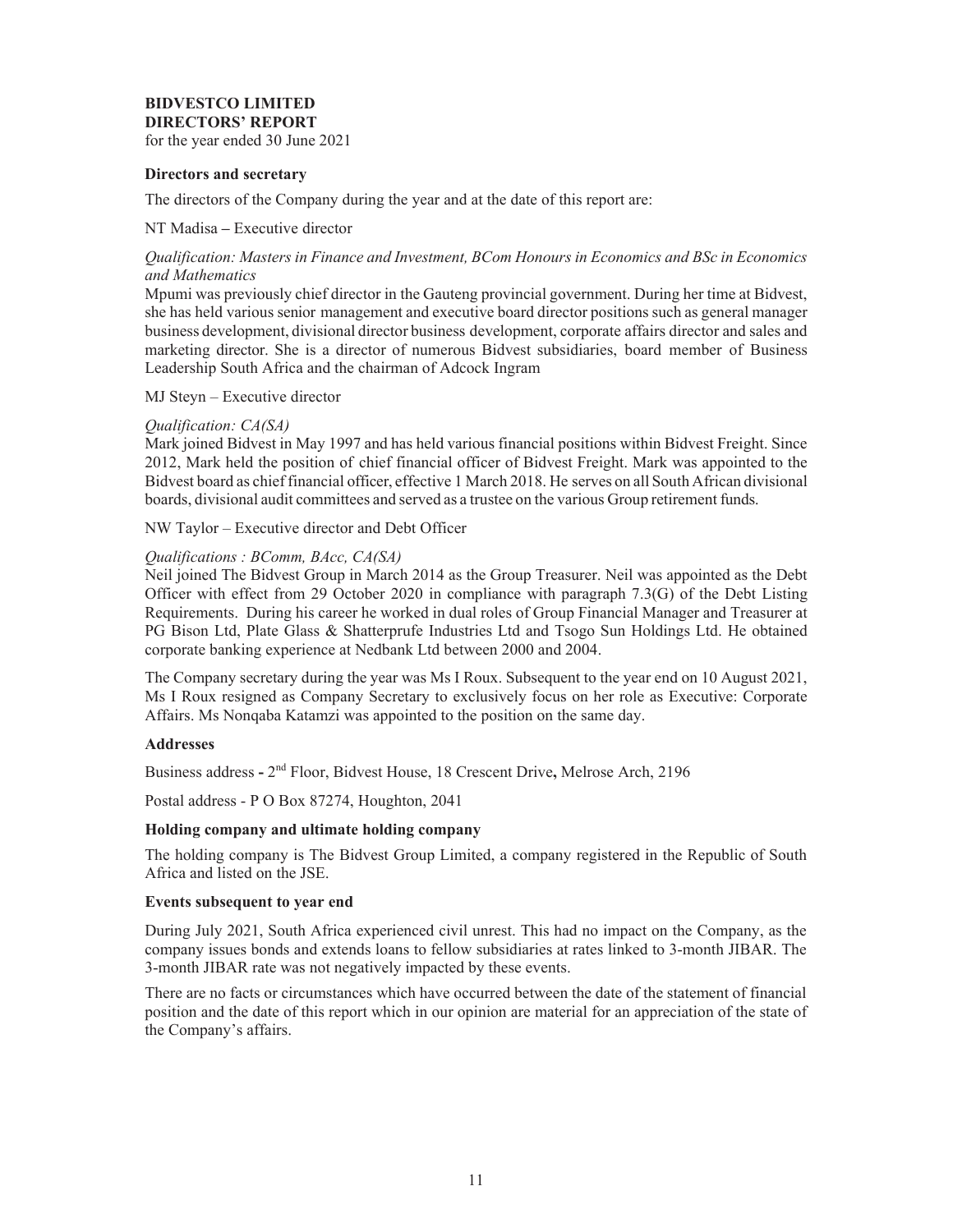**BIDVESTCO LIMITED**
**DIRECTORS' REPORT**
for the year ended 30 June 2021

**Directors and secretary**

The directors of the Company during the year and at the date of this report are:

NT Madisa – Executive director

*Qualification: Masters in Finance and Investment, BCom Honours in Economics and BSc in Economics and Mathematics*
Mpumi was previously chief director in the Gauteng provincial government. During her time at Bidvest, she has held various senior management and executive board director positions such as general manager business development, divisional director business development, corporate affairs director and sales and marketing director. She is a director of numerous Bidvest subsidiaries, board member of Business Leadership South Africa and the chairman of Adcock Ingram

MJ Steyn – Executive director

*Qualification: CA(SA)*
Mark joined Bidvest in May 1997 and has held various financial positions within Bidvest Freight. Since 2012, Mark held the position of chief financial officer of Bidvest Freight. Mark was appointed to the Bidvest board as chief financial officer, effective 1 March 2018. He serves on all South African divisional boards, divisional audit committees and served as a trustee on the various Group retirement funds.

NW Taylor – Executive director and Debt Officer

*Qualifications : BComm, BAcc, CA(SA)*
Neil joined The Bidvest Group in March 2014 as the Group Treasurer. Neil was appointed as the Debt Officer with effect from 29 October 2020 in compliance with paragraph 7.3(G) of the Debt Listing Requirements. During his career he worked in dual roles of Group Financial Manager and Treasurer at PG Bison Ltd, Plate Glass & Shatterprufe Industries Ltd and Tsogo Sun Holdings Ltd. He obtained corporate banking experience at Nedbank Ltd between 2000 and 2004.

The Company secretary during the year was Ms I Roux. Subsequent to the year end on 10 August 2021, Ms I Roux resigned as Company Secretary to exclusively focus on her role as Executive: Corporate Affairs. Ms Nonqaba Katamzi was appointed to the position on the same day.

**Addresses**

Business address - 2nd Floor, Bidvest House, 18 Crescent Drive, Melrose Arch, 2196

Postal address - P O Box 87274, Houghton, 2041

**Holding company and ultimate holding company**

The holding company is The Bidvest Group Limited, a company registered in the Republic of South Africa and listed on the JSE.

**Events subsequent to year end**

During July 2021, South Africa experienced civil unrest. This had no impact on the Company, as the company issues bonds and extends loans to fellow subsidiaries at rates linked to 3-month JIBAR. The 3-month JIBAR rate was not negatively impacted by these events.

There are no facts or circumstances which have occurred between the date of the statement of financial position and the date of this report which in our opinion are material for an appreciation of the state of the Company's affairs.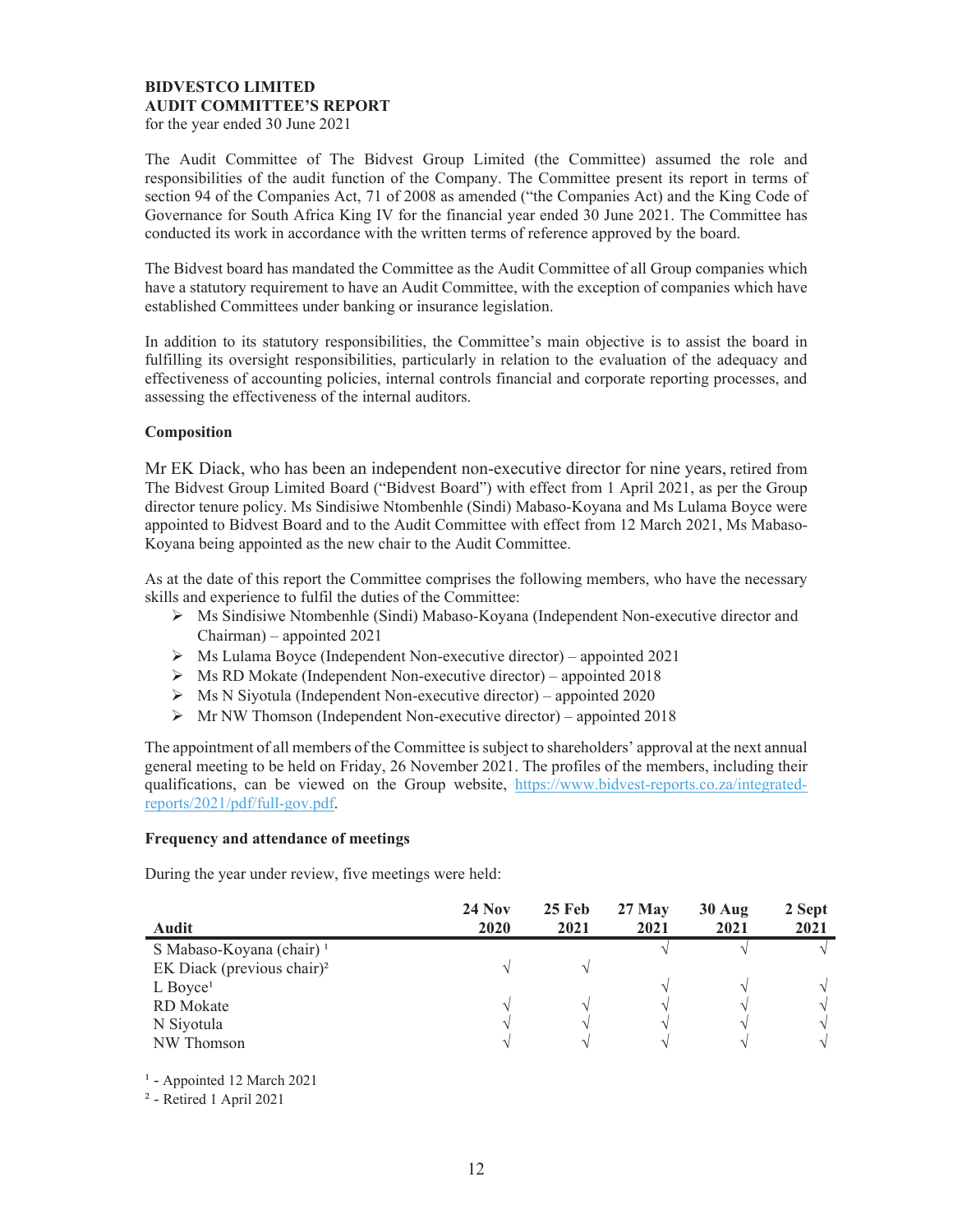# BIDVESTCO LIMITED
## AUDIT COMMITTEE'S REPORT
for the year ended 30 June 2021

The Audit Committee of The Bidvest Group Limited (the Committee) assumed the role and responsibilities of the audit function of the Company. The Committee present its report in terms of section 94 of the Companies Act, 71 of 2008 as amended ("the Companies Act) and the King Code of Governance for South Africa King IV for the financial year ended 30 June 2021. The Committee has conducted its work in accordance with the written terms of reference approved by the board.

The Bidvest board has mandated the Committee as the Audit Committee of all Group companies which have a statutory requirement to have an Audit Committee, with the exception of companies which have established Committees under banking or insurance legislation.

In addition to its statutory responsibilities, the Committee's main objective is to assist the board in fulfilling its oversight responsibilities, particularly in relation to the evaluation of the adequacy and effectiveness of accounting policies, internal controls financial and corporate reporting processes, and assessing the effectiveness of the internal auditors.

### Composition

Mr EK Diack, who has been an independent non-executive director for nine years, retired from The Bidvest Group Limited Board ("Bidvest Board") with effect from 1 April 2021, as per the Group director tenure policy. Ms Sindisiwe Ntombenhle (Sindi) Mabaso-Koyana and Ms Lulama Boyce were appointed to Bidvest Board and to the Audit Committee with effect from 12 March 2021, Ms Mabaso-Koyana being appointed as the new chair to the Audit Committee.

As at the date of this report the Committee comprises the following members, who have the necessary skills and experience to fulfil the duties of the Committee:

- Ms Sindisiwe Ntombenhle (Sindi) Mabaso-Koyana (Independent Non-executive director and Chairman) – appointed 2021
- Ms Lulama Boyce (Independent Non-executive director) – appointed 2021
- Ms RD Mokate (Independent Non-executive director) – appointed 2018
- Ms N Siyotula (Independent Non-executive director) – appointed 2020
- Mr NW Thomson (Independent Non-executive director) – appointed 2018

The appointment of all members of the Committee is subject to shareholders' approval at the next annual general meeting to be held on Friday, 26 November 2021. The profiles of the members, including their qualifications, can be viewed on the Group website, https://www.bidvest-reports.co.za/integrated-reports/2021/pdf/full-gov.pdf.

### Frequency and attendance of meetings

During the year under review, five meetings were held:

| Audit | 24 Nov 2020 | 25 Feb 2021 | 27 May 2021 | 30 Aug 2021 | 2 Sept 2021 |
|---|---|---|---|---|---|
| S Mabaso-Koyana (chair) [1] | | | √ | √ | √ |
| EK Diack (previous chair)[2] | √ | √ | | | |
| L Boyce[1] | | | √ | √ | √ |
| RD Mokate | √ | √ | √ | √ | √ |
| N Siyotula | √ | √ | √ | √ | √ |
| NW Thomson | √ | √ | √ | √ | √ |

[1] - Appointed 12 March 2021

[2] - Retired 1 April 2021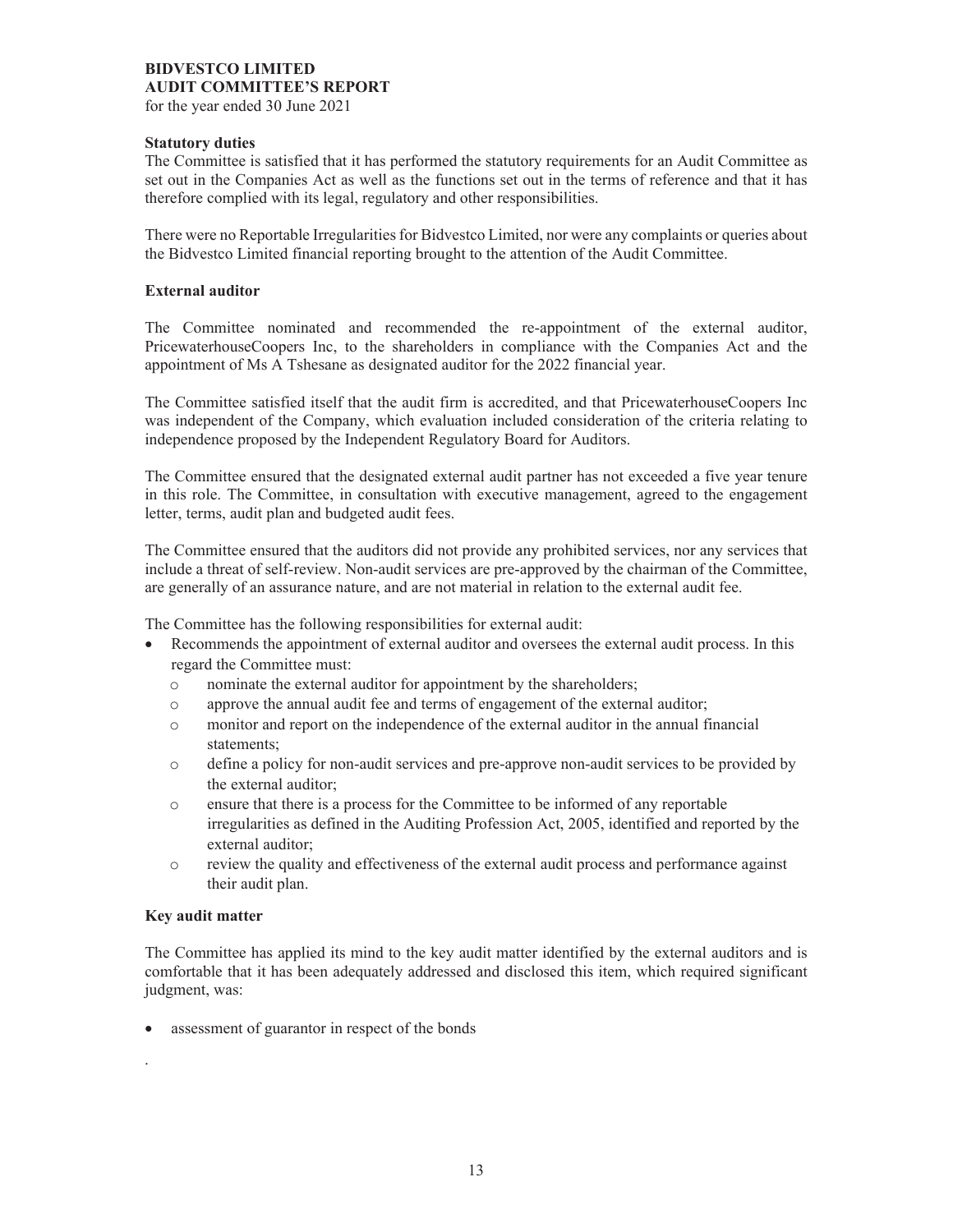**BIDVESTCO LIMITED**
**AUDIT COMMITTEE'S REPORT**
for the year ended 30 June 2021

### Statutory duties

The Committee is satisfied that it has performed the statutory requirements for an Audit Committee as set out in the Companies Act as well as the functions set out in the terms of reference and that it has therefore complied with its legal, regulatory and other responsibilities.

There were no Reportable Irregularities for Bidvestco Limited, nor were any complaints or queries about the Bidvestco Limited financial reporting brought to the attention of the Audit Committee.

### External auditor

The Committee nominated and recommended the re-appointment of the external auditor, PricewaterhouseCoopers Inc, to the shareholders in compliance with the Companies Act and the appointment of Ms A Tshesane as designated auditor for the 2022 financial year.

The Committee satisfied itself that the audit firm is accredited, and that PricewaterhouseCoopers Inc was independent of the Company, which evaluation included consideration of the criteria relating to independence proposed by the Independent Regulatory Board for Auditors.

The Committee ensured that the designated external audit partner has not exceeded a five year tenure in this role. The Committee, in consultation with executive management, agreed to the engagement letter, terms, audit plan and budgeted audit fees.

The Committee ensured that the auditors did not provide any prohibited services, nor any services that include a threat of self-review. Non-audit services are pre-approved by the chairman of the Committee, are generally of an assurance nature, and are not material in relation to the external audit fee.

The Committee has the following responsibilities for external audit:

- Recommends the appointment of external auditor and oversees the external audit process. In this regard the Committee must:
  - nominate the external auditor for appointment by the shareholders;
  - approve the annual audit fee and terms of engagement of the external auditor;
  - monitor and report on the independence of the external auditor in the annual financial statements;
  - define a policy for non-audit services and pre-approve non-audit services to be provided by the external auditor;
  - ensure that there is a process for the Committee to be informed of any reportable irregularities as defined in the Auditing Profession Act, 2005, identified and reported by the external auditor;
  - review the quality and effectiveness of the external audit process and performance against their audit plan.

### Key audit matter

The Committee has applied its mind to the key audit matter identified by the external auditors and is comfortable that it has been adequately addressed and disclosed this item, which required significant judgment, was:

- assessment of guarantor in respect of the bonds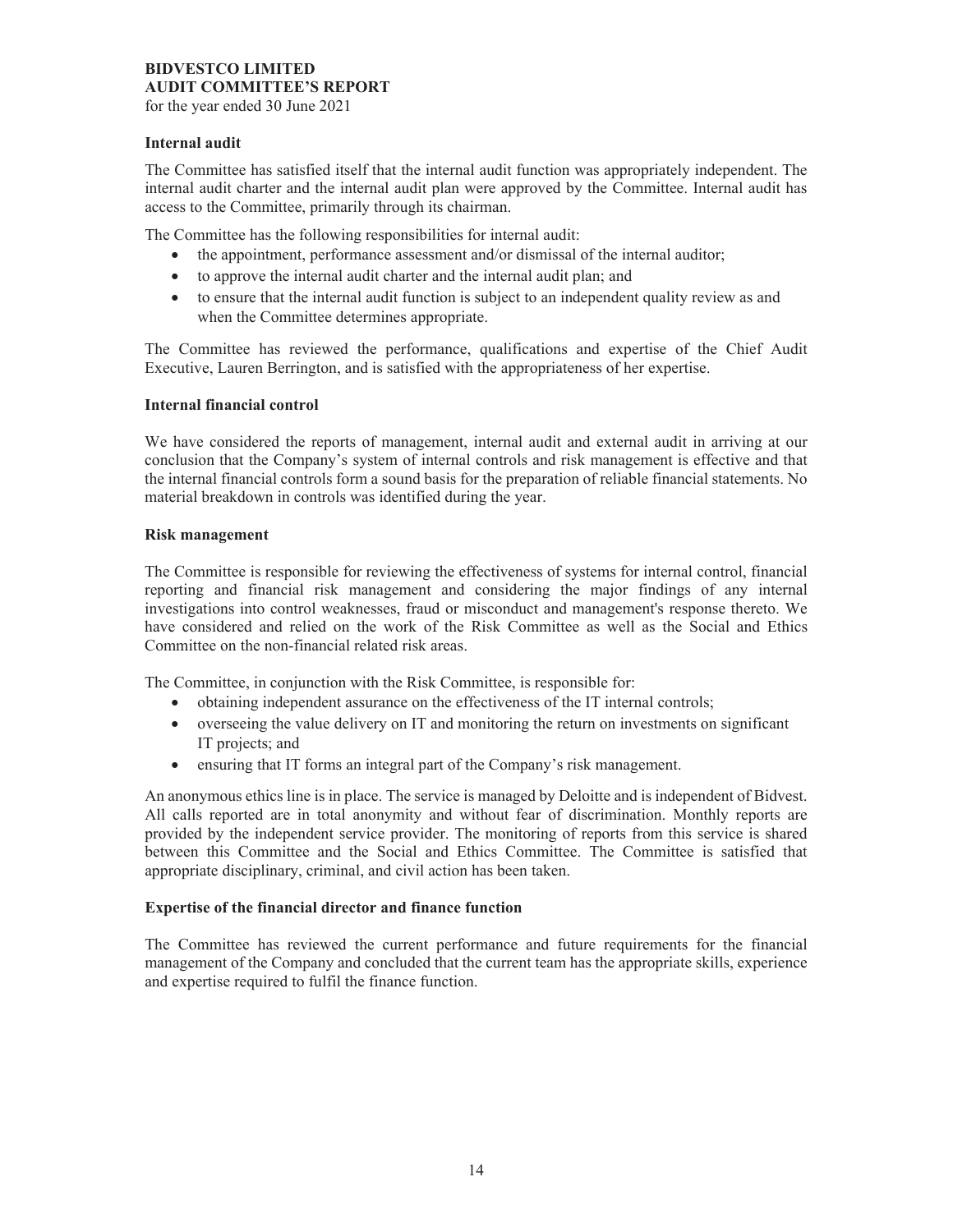**BIDVESTCO LIMITED**
**AUDIT COMMITTEE'S REPORT**
for the year ended 30 June 2021

### Internal audit

The Committee has satisfied itself that the internal audit function was appropriately independent. The internal audit charter and the internal audit plan were approved by the Committee. Internal audit has access to the Committee, primarily through its chairman.

The Committee has the following responsibilities for internal audit:

- the appointment, performance assessment and/or dismissal of the internal auditor;
- to approve the internal audit charter and the internal audit plan; and
- to ensure that the internal audit function is subject to an independent quality review as and when the Committee determines appropriate.

The Committee has reviewed the performance, qualifications and expertise of the Chief Audit Executive, Lauren Berrington, and is satisfied with the appropriateness of her expertise.

### Internal financial control

We have considered the reports of management, internal audit and external audit in arriving at our conclusion that the Company's system of internal controls and risk management is effective and that the internal financial controls form a sound basis for the preparation of reliable financial statements. No material breakdown in controls was identified during the year.

### Risk management

The Committee is responsible for reviewing the effectiveness of systems for internal control, financial reporting and financial risk management and considering the major findings of any internal investigations into control weaknesses, fraud or misconduct and management's response thereto. We have considered and relied on the work of the Risk Committee as well as the Social and Ethics Committee on the non-financial related risk areas.

The Committee, in conjunction with the Risk Committee, is responsible for:

- obtaining independent assurance on the effectiveness of the IT internal controls;
- overseeing the value delivery on IT and monitoring the return on investments on significant IT projects; and
- ensuring that IT forms an integral part of the Company's risk management.

An anonymous ethics line is in place. The service is managed by Deloitte and is independent of Bidvest. All calls reported are in total anonymity and without fear of discrimination. Monthly reports are provided by the independent service provider. The monitoring of reports from this service is shared between this Committee and the Social and Ethics Committee. The Committee is satisfied that appropriate disciplinary, criminal, and civil action has been taken.

### Expertise of the financial director and finance function

The Committee has reviewed the current performance and future requirements for the financial management of the Company and concluded that the current team has the appropriate skills, experience and expertise required to fulfil the finance function.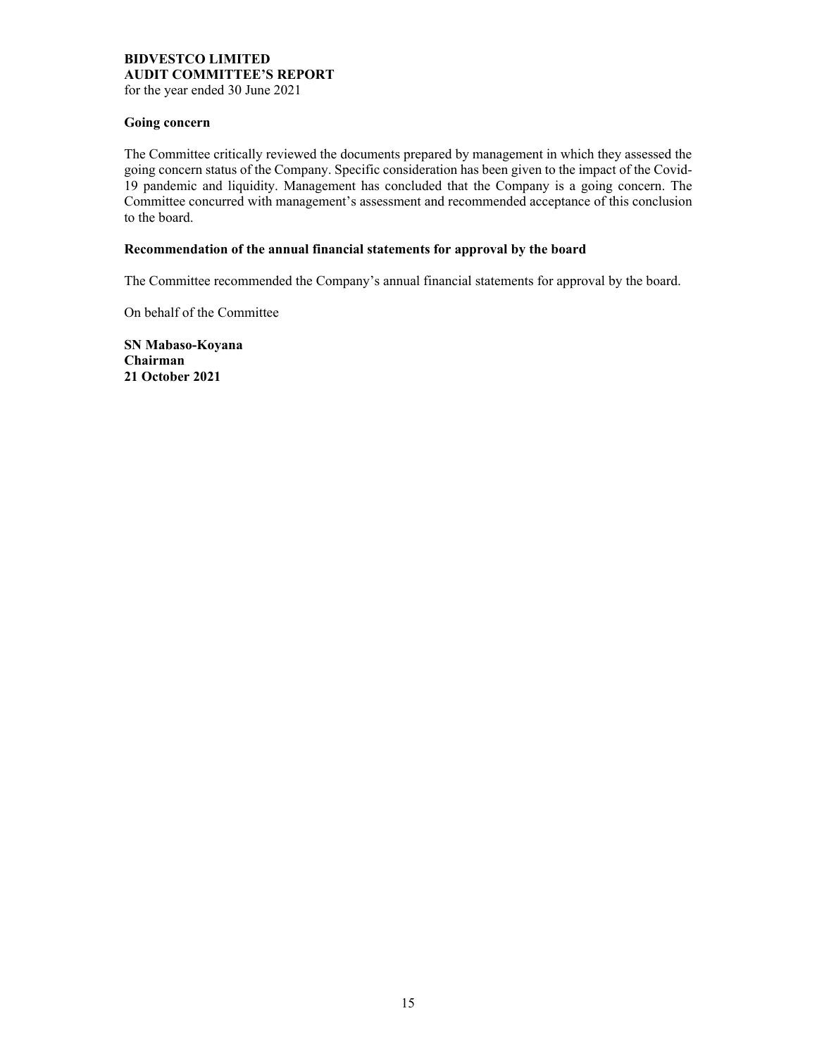**BIDVESTCO LIMITED**
**AUDIT COMMITTEE'S REPORT**
for the year ended 30 June 2021

### Going concern

The Committee critically reviewed the documents prepared by management in which they assessed the going concern status of the Company. Specific consideration has been given to the impact of the Covid-19 pandemic and liquidity. Management has concluded that the Company is a going concern. The Committee concurred with management's assessment and recommended acceptance of this conclusion to the board.

### Recommendation of the annual financial statements for approval by the board

The Committee recommended the Company's annual financial statements for approval by the board.

On behalf of the Committee

**SN Mabaso-Koyana**
**Chairman**
**21 October 2021**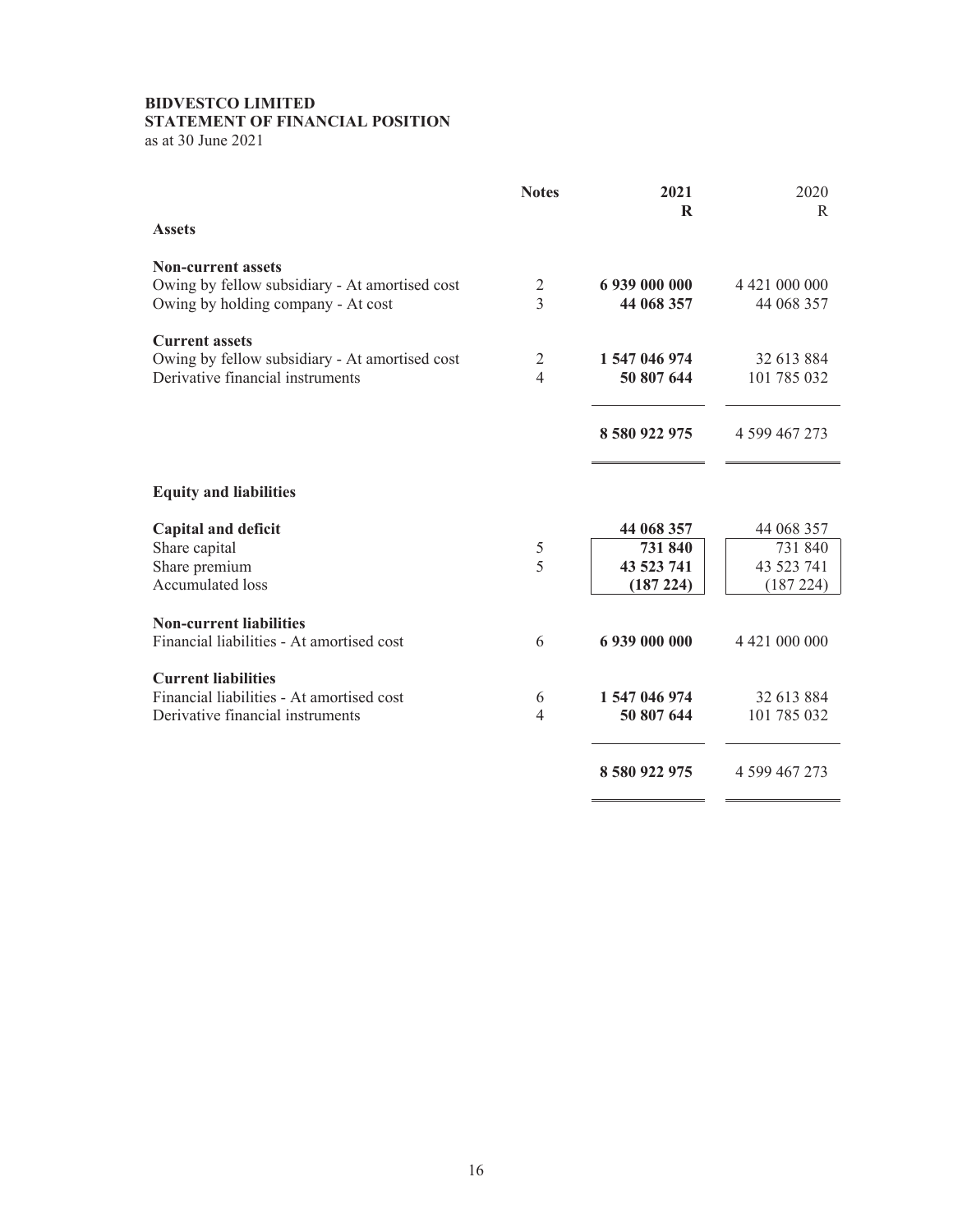**BIDVESTCO LIMITED**
**STATEMENT OF FINANCIAL POSITION**
as at 30 June 2021

| | Notes | 2021<br>R | 2020<br>R |
|---|---|---|---|
| **Assets** | | | |
| **Non-current assets** | | | |
| Owing by fellow subsidiary - At amortised cost | 2 | **6 939 000 000** | 4 421 000 000 |
| Owing by holding company - At cost | 3 | **44 068 357** | 44 068 357 |
| **Current assets** | | | |
| Owing by fellow subsidiary - At amortised cost | 2 | **1 547 046 974** | 32 613 884 |
| Derivative financial instruments | 4 | **50 807 644** | 101 785 032 |
| | | **8 580 922 975** | 4 599 467 273 |
| **Equity and liabilities** | | | |
| **Capital and deficit** | | **44 068 357** | 44 068 357 |
| Share capital | 5 | **731 840** | 731 840 |
| Share premium | 5 | **43 523 741** | 43 523 741 |
| Accumulated loss | | **(187 224)** | (187 224) |
| **Non-current liabilities** | | | |
| Financial liabilities - At amortised cost | 6 | **6 939 000 000** | 4 421 000 000 |
| **Current liabilities** | | | |
| Financial liabilities - At amortised cost | 6 | **1 547 046 974** | 32 613 884 |
| Derivative financial instruments | 4 | **50 807 644** | 101 785 032 |
| | | **8 580 922 975** | 4 599 467 273 |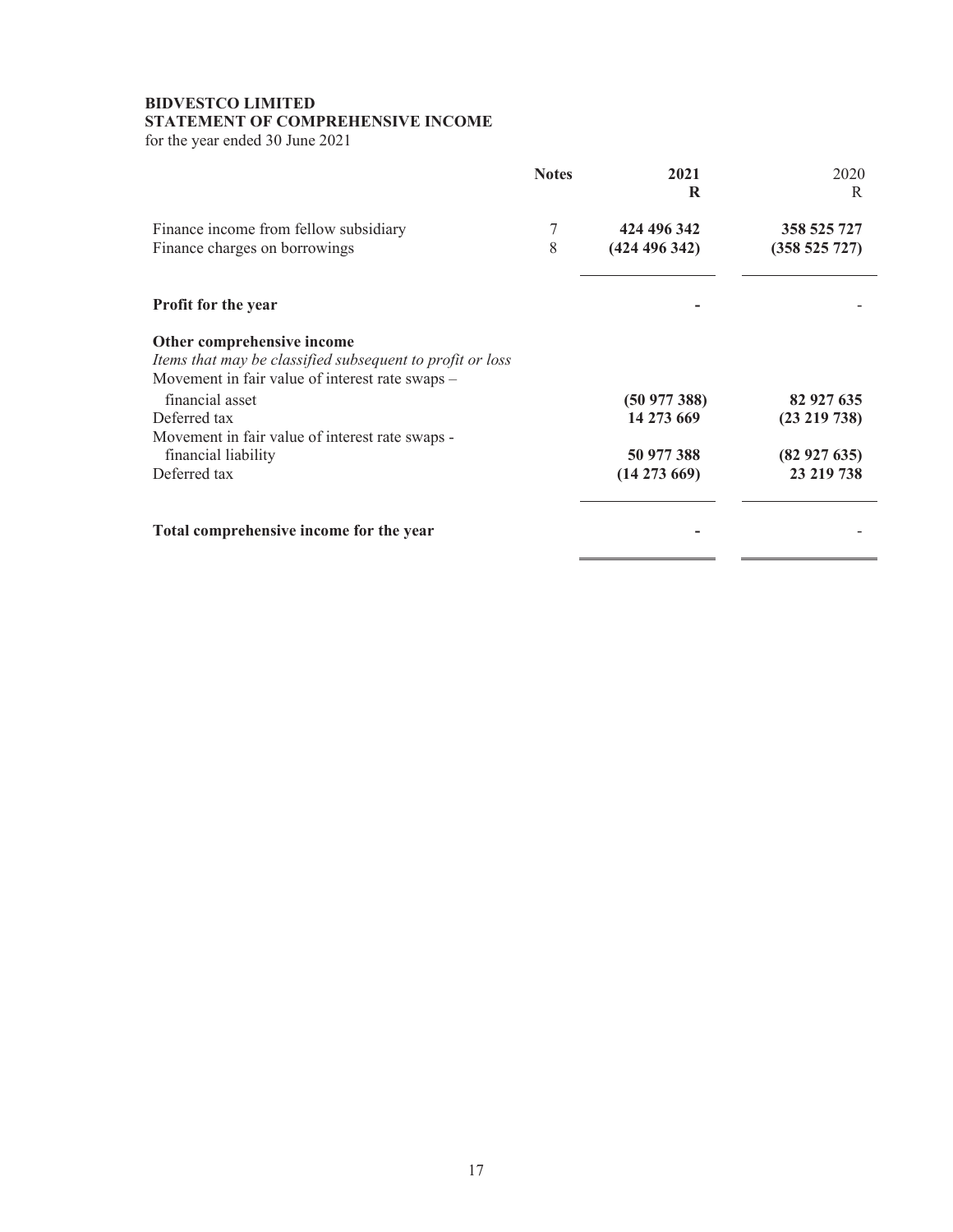**BIDVESTCO LIMITED**
**STATEMENT OF COMPREHENSIVE INCOME**
for the year ended 30 June 2021

| | Notes | 2021<br>R | 2020<br>R |
|---|---|---|---|
| Finance income from fellow subsidiary | 7 | **424 496 342** | **358 525 727** |
| Finance charges on borrowings | 8 | **(424 496 342)** | **(358 525 727)** |
| **Profit for the year** | | **-** | - |
| **Other comprehensive income** | | | |
| *Items that may be classified subsequent to profit or loss* | | | |
| Movement in fair value of interest rate swaps – financial asset | | **(50 977 388)** | **82 927 635** |
| Deferred tax | | **14 273 669** | **(23 219 738)** |
| Movement in fair value of interest rate swaps - financial liability | | **50 977 388** | **(82 927 635)** |
| Deferred tax | | **(14 273 669)** | **23 219 738** |
| **Total comprehensive income for the year** | | **-** | - |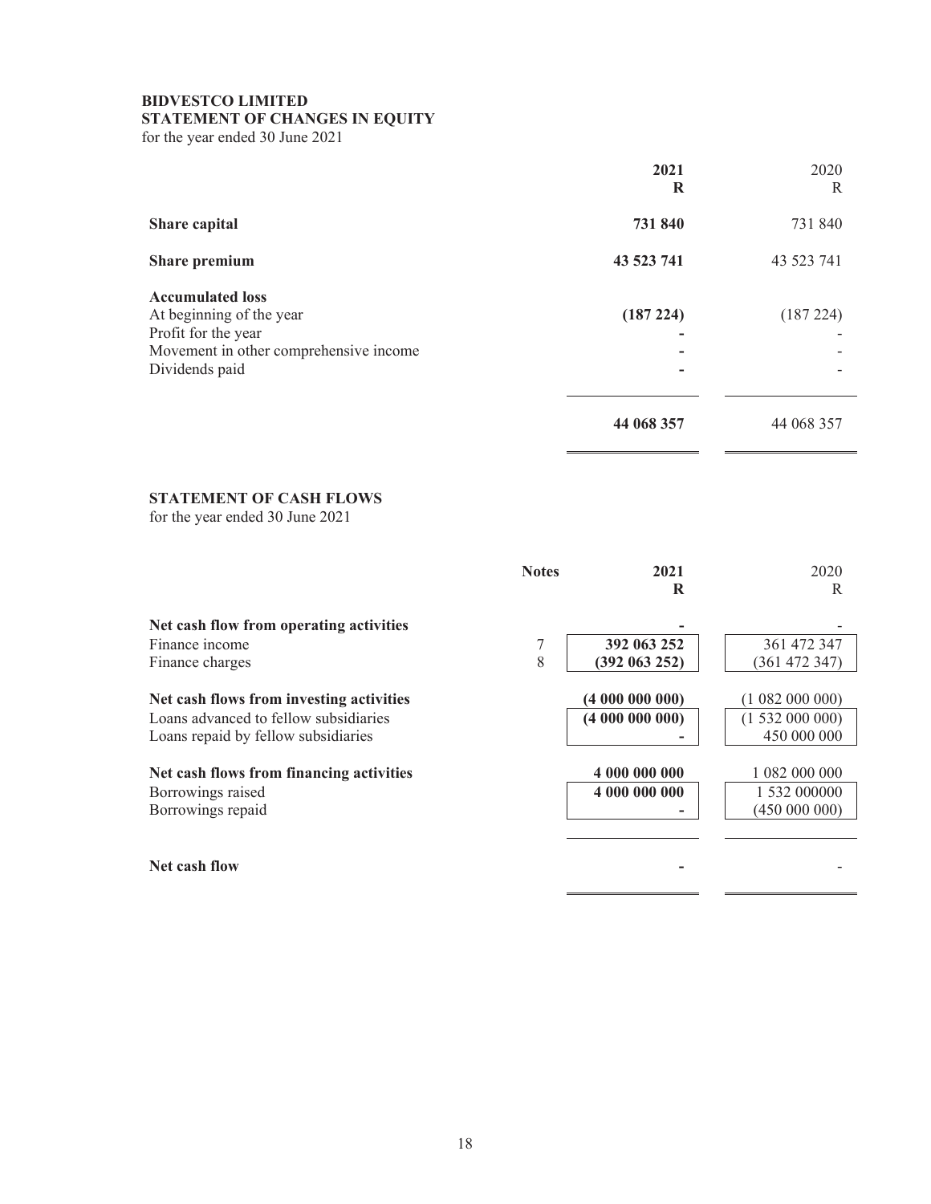**BIDVESTCO LIMITED**
**STATEMENT OF CHANGES IN EQUITY**
for the year ended 30 June 2021

| | 2021<br>R | 2020<br>R |
|---|---|---|
| **Share capital** | **731 840** | 731 840 |
| **Share premium** | **43 523 741** | 43 523 741 |
| **Accumulated loss** | | |
| At beginning of the year | **(187 224)** | (187 224) |
| Profit for the year | **-** | - |
| Movement in other comprehensive income | **-** | - |
| Dividends paid | **-** | - |
| | **44 068 357** | 44 068 357 |

**STATEMENT OF CASH FLOWS**
for the year ended 30 June 2021

| | Notes | 2021<br>R | 2020<br>R |
|---|---|---|---|
| **Net cash flow from operating activities** | | **-** | - |
| Finance income | 7 | **392 063 252** | 361 472 347 |
| Finance charges | 8 | **(392 063 252)** | (361 472 347) |
| **Net cash flows from investing activities** | | **(4 000 000 000)** | (1 082 000 000) |
| Loans advanced to fellow subsidiaries | | **(4 000 000 000)** | (1 532 000 000) |
| Loans repaid by fellow subsidiaries | | **-** | 450 000 000 |
| **Net cash flows from financing activities** | | **4 000 000 000** | 1 082 000 000 |
| Borrowings raised | | **4 000 000 000** | 1 532 000000 |
| Borrowings repaid | | **-** | (450 000 000) |
| **Net cash flow** | | **-** | - |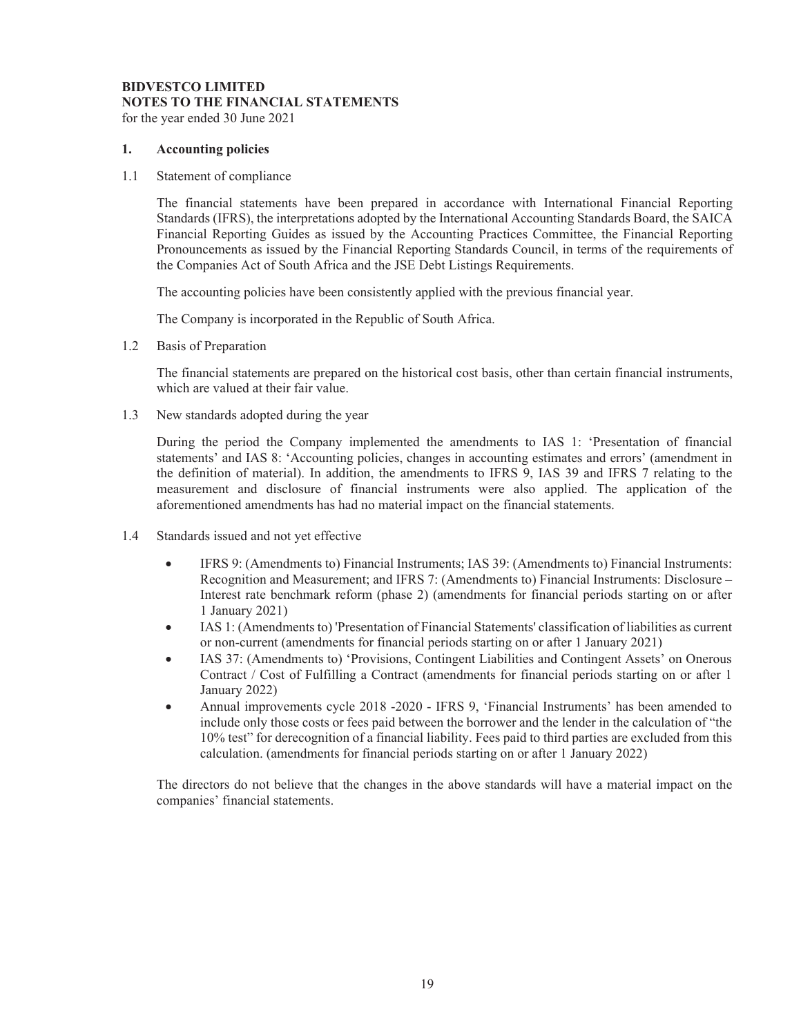**BIDVESTCO LIMITED**
**NOTES TO THE FINANCIAL STATEMENTS**
for the year ended 30 June 2021

## 1. Accounting policies

1.1 Statement of compliance

The financial statements have been prepared in accordance with International Financial Reporting Standards (IFRS), the interpretations adopted by the International Accounting Standards Board, the SAICA Financial Reporting Guides as issued by the Accounting Practices Committee, the Financial Reporting Pronouncements as issued by the Financial Reporting Standards Council, in terms of the requirements of the Companies Act of South Africa and the JSE Debt Listings Requirements.

The accounting policies have been consistently applied with the previous financial year.

The Company is incorporated in the Republic of South Africa.

1.2 Basis of Preparation

The financial statements are prepared on the historical cost basis, other than certain financial instruments, which are valued at their fair value.

1.3 New standards adopted during the year

During the period the Company implemented the amendments to IAS 1: 'Presentation of financial statements' and IAS 8: 'Accounting policies, changes in accounting estimates and errors' (amendment in the definition of material). In addition, the amendments to IFRS 9, IAS 39 and IFRS 7 relating to the measurement and disclosure of financial instruments were also applied. The application of the aforementioned amendments has had no material impact on the financial statements.

1.4 Standards issued and not yet effective

- IFRS 9: (Amendments to) Financial Instruments; IAS 39: (Amendments to) Financial Instruments: Recognition and Measurement; and IFRS 7: (Amendments to) Financial Instruments: Disclosure – Interest rate benchmark reform (phase 2) (amendments for financial periods starting on or after 1 January 2021)
- IAS 1: (Amendments to) 'Presentation of Financial Statements' classification of liabilities as current or non-current (amendments for financial periods starting on or after 1 January 2021)
- IAS 37: (Amendments to) 'Provisions, Contingent Liabilities and Contingent Assets' on Onerous Contract / Cost of Fulfilling a Contract (amendments for financial periods starting on or after 1 January 2022)
- Annual improvements cycle 2018 -2020 - IFRS 9, 'Financial Instruments' has been amended to include only those costs or fees paid between the borrower and the lender in the calculation of "the 10% test" for derecognition of a financial liability. Fees paid to third parties are excluded from this calculation. (amendments for financial periods starting on or after 1 January 2022)

The directors do not believe that the changes in the above standards will have a material impact on the companies' financial statements.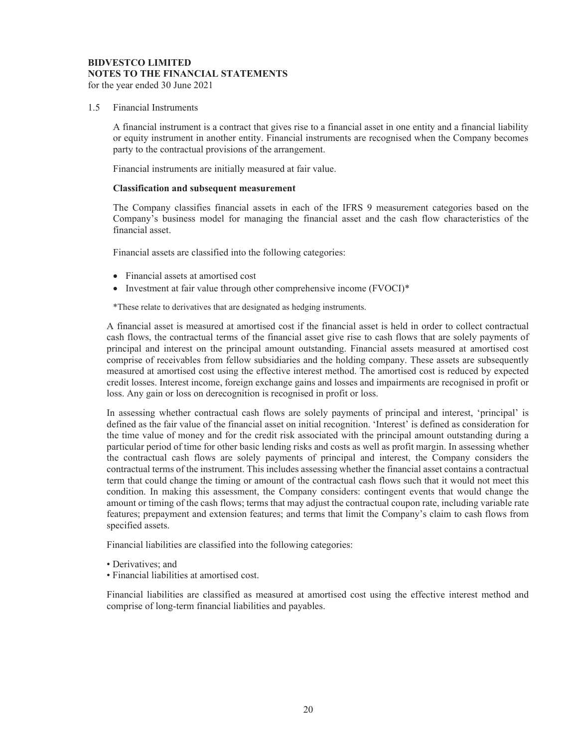**BIDVESTCO LIMITED**
**NOTES TO THE FINANCIAL STATEMENTS**
for the year ended 30 June 2021

1.5 Financial Instruments

A financial instrument is a contract that gives rise to a financial asset in one entity and a financial liability or equity instrument in another entity. Financial instruments are recognised when the Company becomes party to the contractual provisions of the arrangement.

Financial instruments are initially measured at fair value.

**Classification and subsequent measurement**

The Company classifies financial assets in each of the IFRS 9 measurement categories based on the Company's business model for managing the financial asset and the cash flow characteristics of the financial asset.

Financial assets are classified into the following categories:

- Financial assets at amortised cost
- Investment at fair value through other comprehensive income (FVOCI)*

*These relate to derivatives that are designated as hedging instruments.

A financial asset is measured at amortised cost if the financial asset is held in order to collect contractual cash flows, the contractual terms of the financial asset give rise to cash flows that are solely payments of principal and interest on the principal amount outstanding. Financial assets measured at amortised cost comprise of receivables from fellow subsidiaries and the holding company. These assets are subsequently measured at amortised cost using the effective interest method. The amortised cost is reduced by expected credit losses. Interest income, foreign exchange gains and losses and impairments are recognised in profit or loss. Any gain or loss on derecognition is recognised in profit or loss.

In assessing whether contractual cash flows are solely payments of principal and interest, 'principal' is defined as the fair value of the financial asset on initial recognition. 'Interest' is defined as consideration for the time value of money and for the credit risk associated with the principal amount outstanding during a particular period of time for other basic lending risks and costs as well as profit margin. In assessing whether the contractual cash flows are solely payments of principal and interest, the Company considers the contractual terms of the instrument. This includes assessing whether the financial asset contains a contractual term that could change the timing or amount of the contractual cash flows such that it would not meet this condition. In making this assessment, the Company considers: contingent events that would change the amount or timing of the cash flows; terms that may adjust the contractual coupon rate, including variable rate features; prepayment and extension features; and terms that limit the Company's claim to cash flows from specified assets.

Financial liabilities are classified into the following categories:

- Derivatives; and
- Financial liabilities at amortised cost.

Financial liabilities are classified as measured at amortised cost using the effective interest method and comprise of long-term financial liabilities and payables.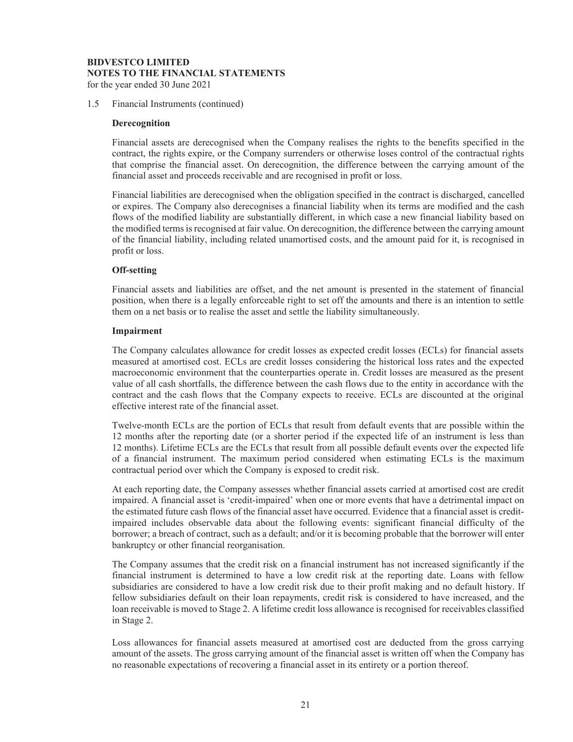1.5 Financial Instruments (continued)

**Derecognition**

Financial assets are derecognised when the Company realises the rights to the benefits specified in the contract, the rights expire, or the Company surrenders or otherwise loses control of the contractual rights that comprise the financial asset. On derecognition, the difference between the carrying amount of the financial asset and proceeds receivable and are recognised in profit or loss.

Financial liabilities are derecognised when the obligation specified in the contract is discharged, cancelled or expires. The Company also derecognises a financial liability when its terms are modified and the cash flows of the modified liability are substantially different, in which case a new financial liability based on the modified terms is recognised at fair value. On derecognition, the difference between the carrying amount of the financial liability, including related unamortised costs, and the amount paid for it, is recognised in profit or loss.

**Off-setting**

Financial assets and liabilities are offset, and the net amount is presented in the statement of financial position, when there is a legally enforceable right to set off the amounts and there is an intention to settle them on a net basis or to realise the asset and settle the liability simultaneously.

**Impairment**

The Company calculates allowance for credit losses as expected credit losses (ECLs) for financial assets measured at amortised cost. ECLs are credit losses considering the historical loss rates and the expected macroeconomic environment that the counterparties operate in. Credit losses are measured as the present value of all cash shortfalls, the difference between the cash flows due to the entity in accordance with the contract and the cash flows that the Company expects to receive. ECLs are discounted at the original effective interest rate of the financial asset.

Twelve-month ECLs are the portion of ECLs that result from default events that are possible within the 12 months after the reporting date (or a shorter period if the expected life of an instrument is less than 12 months). Lifetime ECLs are the ECLs that result from all possible default events over the expected life of a financial instrument. The maximum period considered when estimating ECLs is the maximum contractual period over which the Company is exposed to credit risk.

At each reporting date, the Company assesses whether financial assets carried at amortised cost are credit impaired. A financial asset is 'credit-impaired' when one or more events that have a detrimental impact on the estimated future cash flows of the financial asset have occurred. Evidence that a financial asset is credit-impaired includes observable data about the following events: significant financial difficulty of the borrower; a breach of contract, such as a default; and/or it is becoming probable that the borrower will enter bankruptcy or other financial reorganisation.

The Company assumes that the credit risk on a financial instrument has not increased significantly if the financial instrument is determined to have a low credit risk at the reporting date. Loans with fellow subsidiaries are considered to have a low credit risk due to their profit making and no default history. If fellow subsidiaries default on their loan repayments, credit risk is considered to have increased, and the loan receivable is moved to Stage 2. A lifetime credit loss allowance is recognised for receivables classified in Stage 2.

Loss allowances for financial assets measured at amortised cost are deducted from the gross carrying amount of the assets. The gross carrying amount of the financial asset is written off when the Company has no reasonable expectations of recovering a financial asset in its entirety or a portion thereof.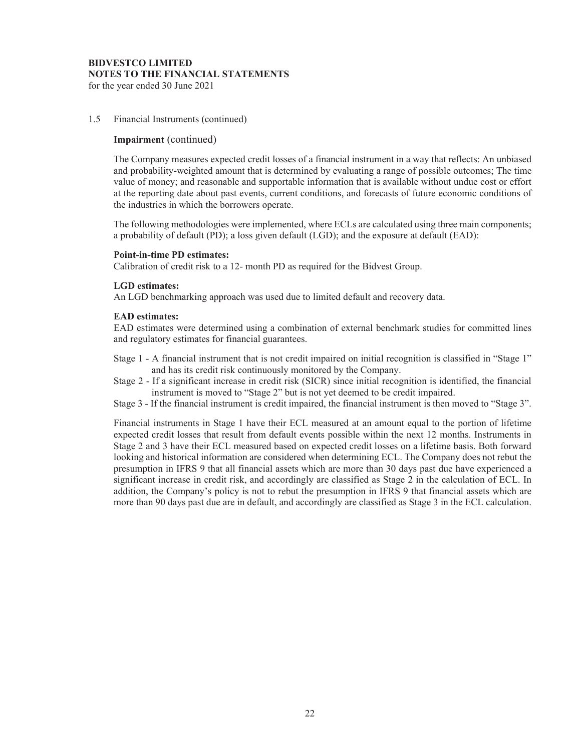**BIDVESTCO LIMITED**
**NOTES TO THE FINANCIAL STATEMENTS**
for the year ended 30 June 2021

1.5 Financial Instruments (continued)

**Impairment** (continued)

The Company measures expected credit losses of a financial instrument in a way that reflects: An unbiased and probability-weighted amount that is determined by evaluating a range of possible outcomes; The time value of money; and reasonable and supportable information that is available without undue cost or effort at the reporting date about past events, current conditions, and forecasts of future economic conditions of the industries in which the borrowers operate.

The following methodologies were implemented, where ECLs are calculated using three main components; a probability of default (PD); a loss given default (LGD); and the exposure at default (EAD):

**Point-in-time PD estimates:**
Calibration of credit risk to a 12- month PD as required for the Bidvest Group.

**LGD estimates:**
An LGD benchmarking approach was used due to limited default and recovery data.

**EAD estimates:**
EAD estimates were determined using a combination of external benchmark studies for committed lines and regulatory estimates for financial guarantees.

Stage 1 - A financial instrument that is not credit impaired on initial recognition is classified in "Stage 1" and has its credit risk continuously monitored by the Company.

Stage 2 - If a significant increase in credit risk (SICR) since initial recognition is identified, the financial instrument is moved to "Stage 2" but is not yet deemed to be credit impaired.

Stage 3 - If the financial instrument is credit impaired, the financial instrument is then moved to "Stage 3".

Financial instruments in Stage 1 have their ECL measured at an amount equal to the portion of lifetime expected credit losses that result from default events possible within the next 12 months. Instruments in Stage 2 and 3 have their ECL measured based on expected credit losses on a lifetime basis. Both forward looking and historical information are considered when determining ECL. The Company does not rebut the presumption in IFRS 9 that all financial assets which are more than 30 days past due have experienced a significant increase in credit risk, and accordingly are classified as Stage 2 in the calculation of ECL. In addition, the Company's policy is not to rebut the presumption in IFRS 9 that financial assets which are more than 90 days past due are in default, and accordingly are classified as Stage 3 in the ECL calculation.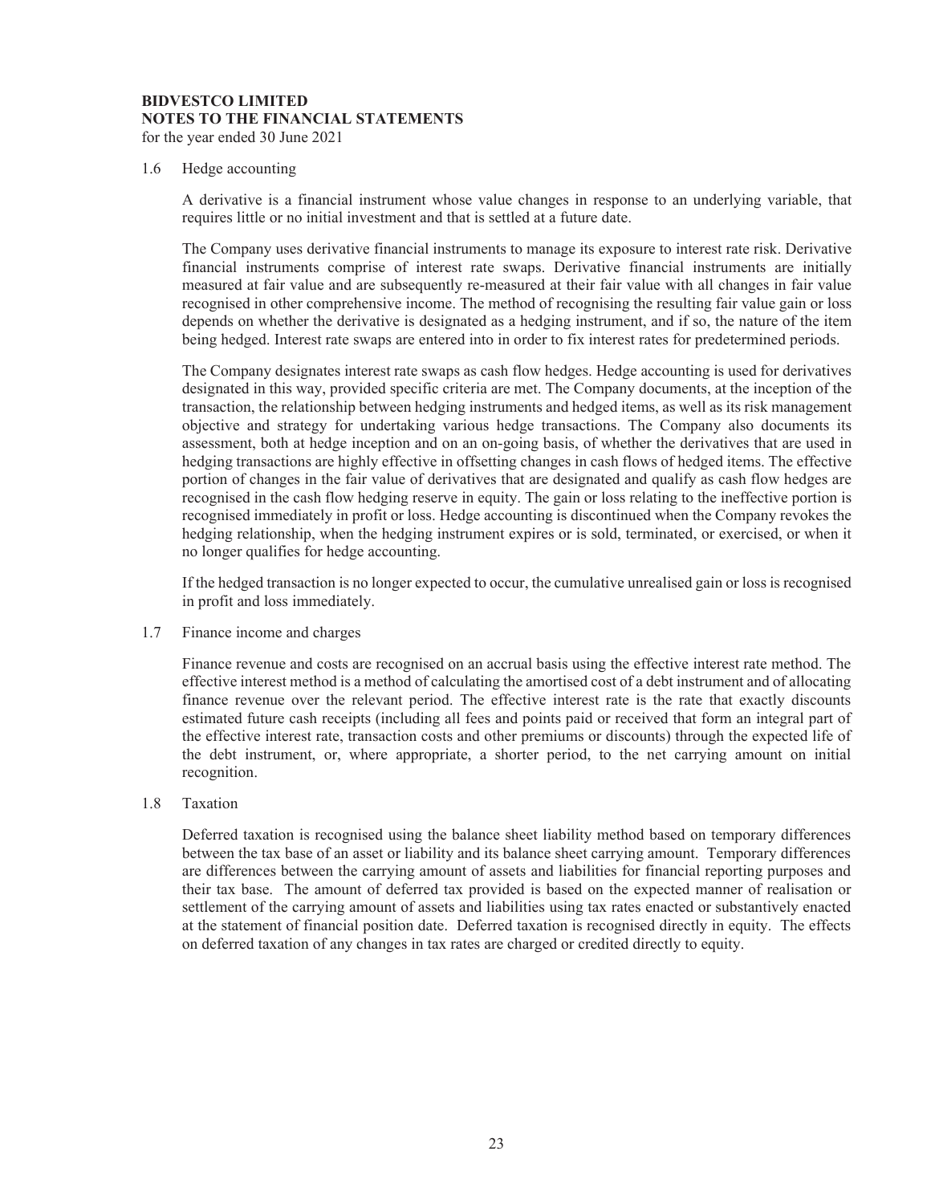**BIDVESTCO LIMITED**
**NOTES TO THE FINANCIAL STATEMENTS**
for the year ended 30 June 2021

1.6 Hedge accounting

A derivative is a financial instrument whose value changes in response to an underlying variable, that requires little or no initial investment and that is settled at a future date.

The Company uses derivative financial instruments to manage its exposure to interest rate risk. Derivative financial instruments comprise of interest rate swaps. Derivative financial instruments are initially measured at fair value and are subsequently re-measured at their fair value with all changes in fair value recognised in other comprehensive income. The method of recognising the resulting fair value gain or loss depends on whether the derivative is designated as a hedging instrument, and if so, the nature of the item being hedged. Interest rate swaps are entered into in order to fix interest rates for predetermined periods.

The Company designates interest rate swaps as cash flow hedges. Hedge accounting is used for derivatives designated in this way, provided specific criteria are met. The Company documents, at the inception of the transaction, the relationship between hedging instruments and hedged items, as well as its risk management objective and strategy for undertaking various hedge transactions. The Company also documents its assessment, both at hedge inception and on an on-going basis, of whether the derivatives that are used in hedging transactions are highly effective in offsetting changes in cash flows of hedged items. The effective portion of changes in the fair value of derivatives that are designated and qualify as cash flow hedges are recognised in the cash flow hedging reserve in equity. The gain or loss relating to the ineffective portion is recognised immediately in profit or loss. Hedge accounting is discontinued when the Company revokes the hedging relationship, when the hedging instrument expires or is sold, terminated, or exercised, or when it no longer qualifies for hedge accounting.

If the hedged transaction is no longer expected to occur, the cumulative unrealised gain or loss is recognised in profit and loss immediately.

1.7 Finance income and charges

Finance revenue and costs are recognised on an accrual basis using the effective interest rate method. The effective interest method is a method of calculating the amortised cost of a debt instrument and of allocating finance revenue over the relevant period. The effective interest rate is the rate that exactly discounts estimated future cash receipts (including all fees and points paid or received that form an integral part of the effective interest rate, transaction costs and other premiums or discounts) through the expected life of the debt instrument, or, where appropriate, a shorter period, to the net carrying amount on initial recognition.

1.8 Taxation

Deferred taxation is recognised using the balance sheet liability method based on temporary differences between the tax base of an asset or liability and its balance sheet carrying amount. Temporary differences are differences between the carrying amount of assets and liabilities for financial reporting purposes and their tax base. The amount of deferred tax provided is based on the expected manner of realisation or settlement of the carrying amount of assets and liabilities using tax rates enacted or substantively enacted at the statement of financial position date. Deferred taxation is recognised directly in equity. The effects on deferred taxation of any changes in tax rates are charged or credited directly to equity.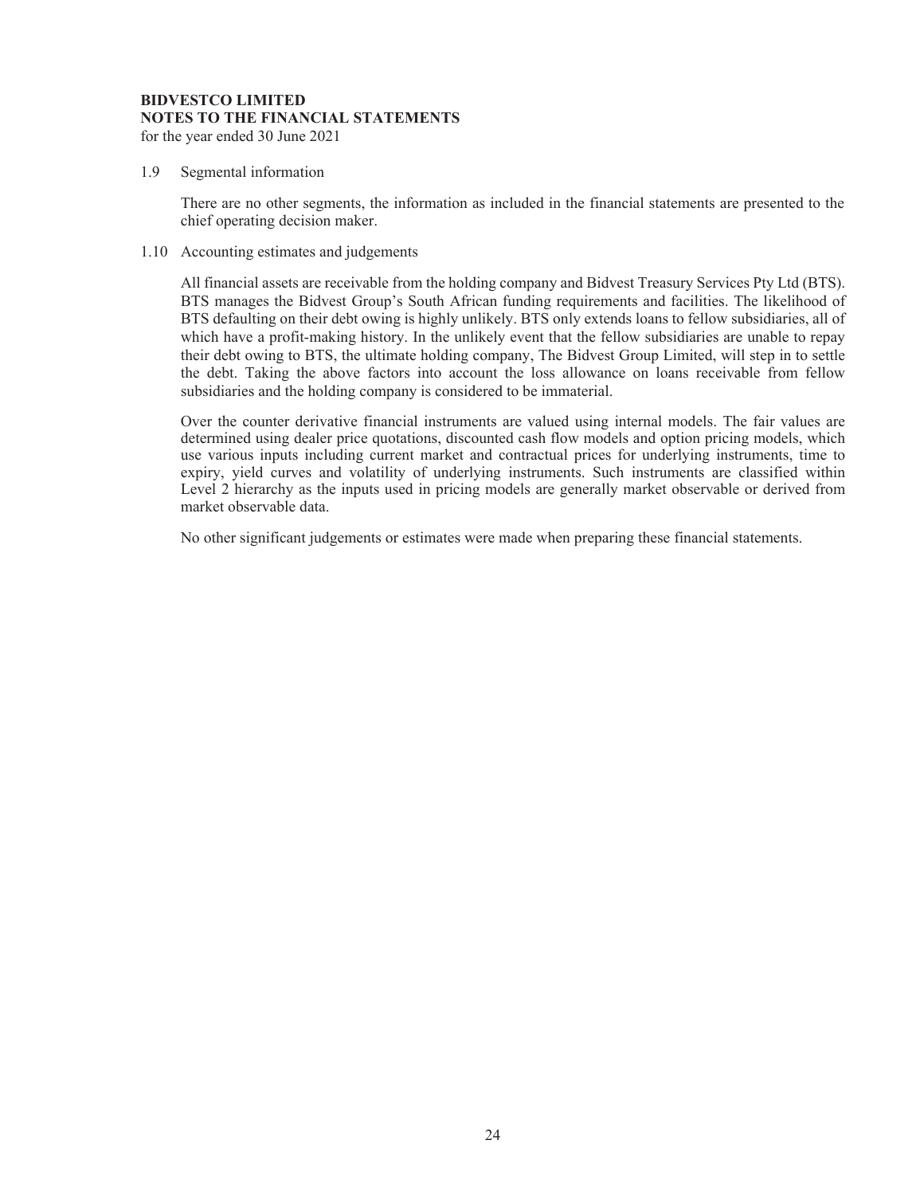1.9 Segmental information

There are no other segments, the information as included in the financial statements are presented to the chief operating decision maker.

1.10 Accounting estimates and judgements

All financial assets are receivable from the holding company and Bidvest Treasury Services Pty Ltd (BTS). BTS manages the Bidvest Group's South African funding requirements and facilities. The likelihood of BTS defaulting on their debt owing is highly unlikely. BTS only extends loans to fellow subsidiaries, all of which have a profit-making history. In the unlikely event that the fellow subsidiaries are unable to repay their debt owing to BTS, the ultimate holding company, The Bidvest Group Limited, will step in to settle the debt. Taking the above factors into account the loss allowance on loans receivable from fellow subsidiaries and the holding company is considered to be immaterial.

Over the counter derivative financial instruments are valued using internal models. The fair values are determined using dealer price quotations, discounted cash flow models and option pricing models, which use various inputs including current market and contractual prices for underlying instruments, time to expiry, yield curves and volatility of underlying instruments. Such instruments are classified within Level 2 hierarchy as the inputs used in pricing models are generally market observable or derived from market observable data.

No other significant judgements or estimates were made when preparing these financial statements.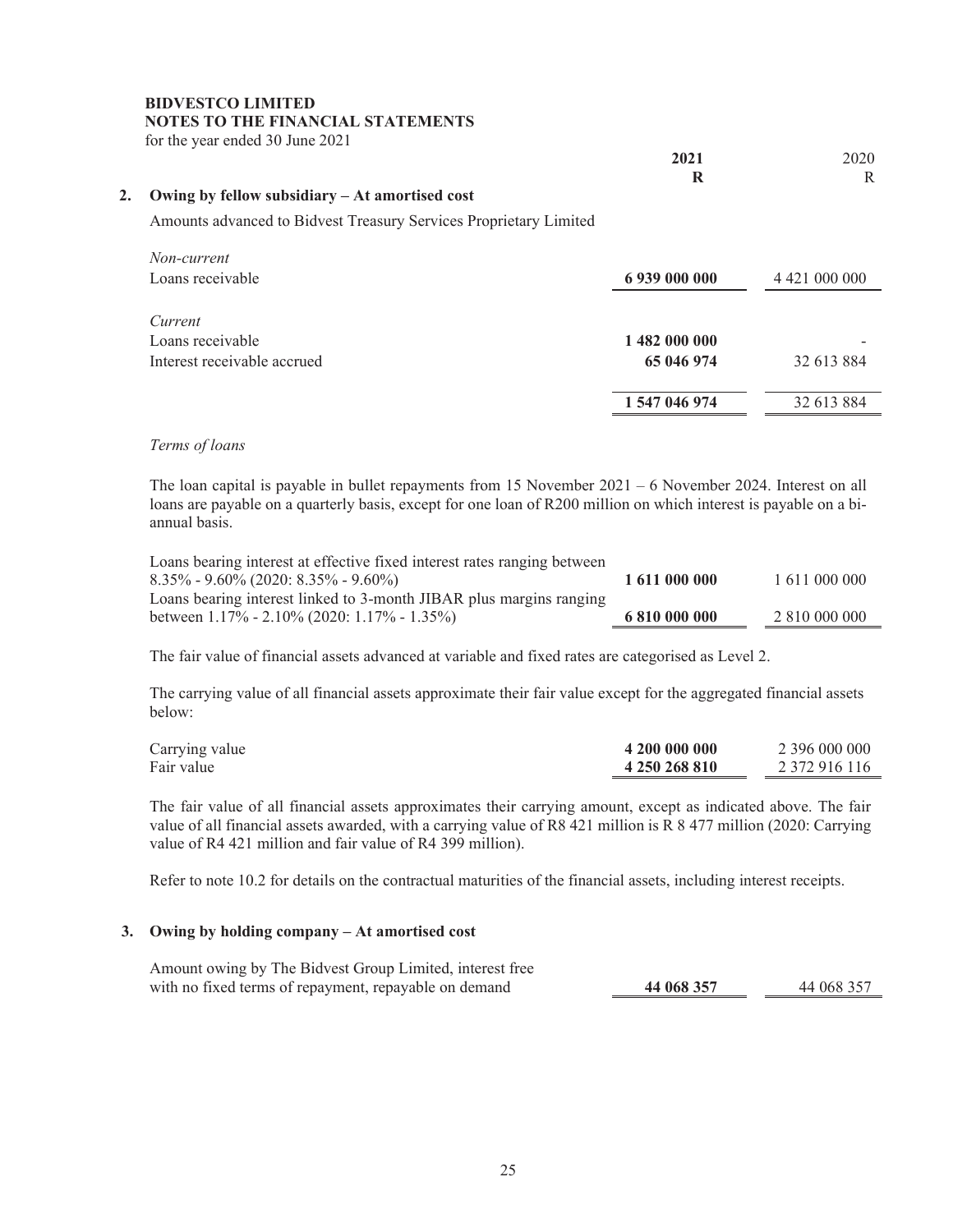**BIDVESTCO LIMITED**
**NOTES TO THE FINANCIAL STATEMENTS**
for the year ended 30 June 2021

| | **2021** | 2020 |
|---|---|---|
| | **R** | R |

## 2. Owing by fellow subsidiary – At amortised cost

Amounts advanced to Bidvest Treasury Services Proprietary Limited

| | **2021 R** | 2020 R |
|---|---|---|
| *Non-current* | | |
| Loans receivable | **6 939 000 000** | 4 421 000 000 |
| *Current* | | |
| Loans receivable | **1 482 000 000** | - |
| Interest receivable accrued | **65 046 974** | 32 613 884 |
| | **1 547 046 974** | 32 613 884 |

*Terms of loans*

The loan capital is payable in bullet repayments from 15 November 2021 – 6 November 2024. Interest on all loans are payable on a quarterly basis, except for one loan of R200 million on which interest is payable on a bi-annual basis.

| | **2021 R** | 2020 R |
|---|---|---|
| Loans bearing interest at effective fixed interest rates ranging between 8.35% - 9.60% (2020: 8.35% - 9.60%) | **1 611 000 000** | 1 611 000 000 |
| Loans bearing interest linked to 3-month JIBAR plus margins ranging between 1.17% - 2.10% (2020: 1.17% - 1.35%) | **6 810 000 000** | 2 810 000 000 |

The fair value of financial assets advanced at variable and fixed rates are categorised as Level 2.

The carrying value of all financial assets approximate their fair value except for the aggregated financial assets below:

| | **2021 R** | 2020 R |
|---|---|---|
| Carrying value | **4 200 000 000** | 2 396 000 000 |
| Fair value | **4 250 268 810** | 2 372 916 116 |

The fair value of all financial assets approximates their carrying amount, except as indicated above. The fair value of all financial assets awarded, with a carrying value of R8 421 million is R 8 477 million (2020: Carrying value of R4 421 million and fair value of R4 399 million).

Refer to note 10.2 for details on the contractual maturities of the financial assets, including interest receipts.

## 3. Owing by holding company – At amortised cost

| | **2021 R** | 2020 R |
|---|---|---|
| Amount owing by The Bidvest Group Limited, interest free with no fixed terms of repayment, repayable on demand | **44 068 357** | 44 068 357 |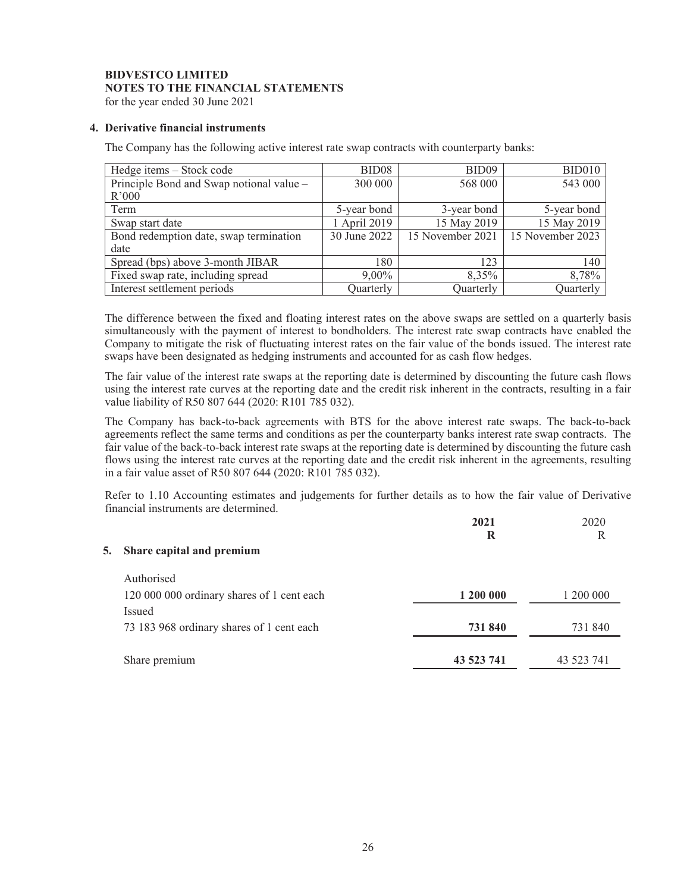**BIDVESTCO LIMITED**
**NOTES TO THE FINANCIAL STATEMENTS**
for the year ended 30 June 2021

## 4. Derivative financial instruments

The Company has the following active interest rate swap contracts with counterparty banks:

| Hedge items – Stock code | BID08 | BID09 | BID010 |
|---|---|---|---|
| Principle Bond and Swap notional value – R'000 | 300 000 | 568 000 | 543 000 |
| Term | 5-year bond | 3-year bond | 5-year bond |
| Swap start date | 1 April 2019 | 15 May 2019 | 15 May 2019 |
| Bond redemption date, swap termination date | 30 June 2022 | 15 November 2021 | 15 November 2023 |
| Spread (bps) above 3-month JIBAR | 180 | 123 | 140 |
| Fixed swap rate, including spread | 9,00% | 8,35% | 8,78% |
| Interest settlement periods | Quarterly | Quarterly | Quarterly |

The difference between the fixed and floating interest rates on the above swaps are settled on a quarterly basis simultaneously with the payment of interest to bondholders. The interest rate swap contracts have enabled the Company to mitigate the risk of fluctuating interest rates on the fair value of the bonds issued. The interest rate swaps have been designated as hedging instruments and accounted for as cash flow hedges.

The fair value of the interest rate swaps at the reporting date is determined by discounting the future cash flows using the interest rate curves at the reporting date and the credit risk inherent in the contracts, resulting in a fair value liability of R50 807 644 (2020: R101 785 032).

The Company has back-to-back agreements with BTS for the above interest rate swaps. The back-to-back agreements reflect the same terms and conditions as per the counterparty banks interest rate swap contracts. The fair value of the back-to-back interest rate swaps at the reporting date is determined by discounting the future cash flows using the interest rate curves at the reporting date and the credit risk inherent in the agreements, resulting in a fair value asset of R50 807 644 (2020: R101 785 032).

Refer to 1.10 Accounting estimates and judgements for further details as to how the fair value of Derivative financial instruments are determined.

## 5. Share capital and premium

| | **2021 R** | 2020 R |
|---|---|---|
| Authorised | | |
| 120 000 000 ordinary shares of 1 cent each | **1 200 000** | 1 200 000 |
| Issued | | |
| 73 183 968 ordinary shares of 1 cent each | **731 840** | 731 840 |
| Share premium | **43 523 741** | 43 523 741 |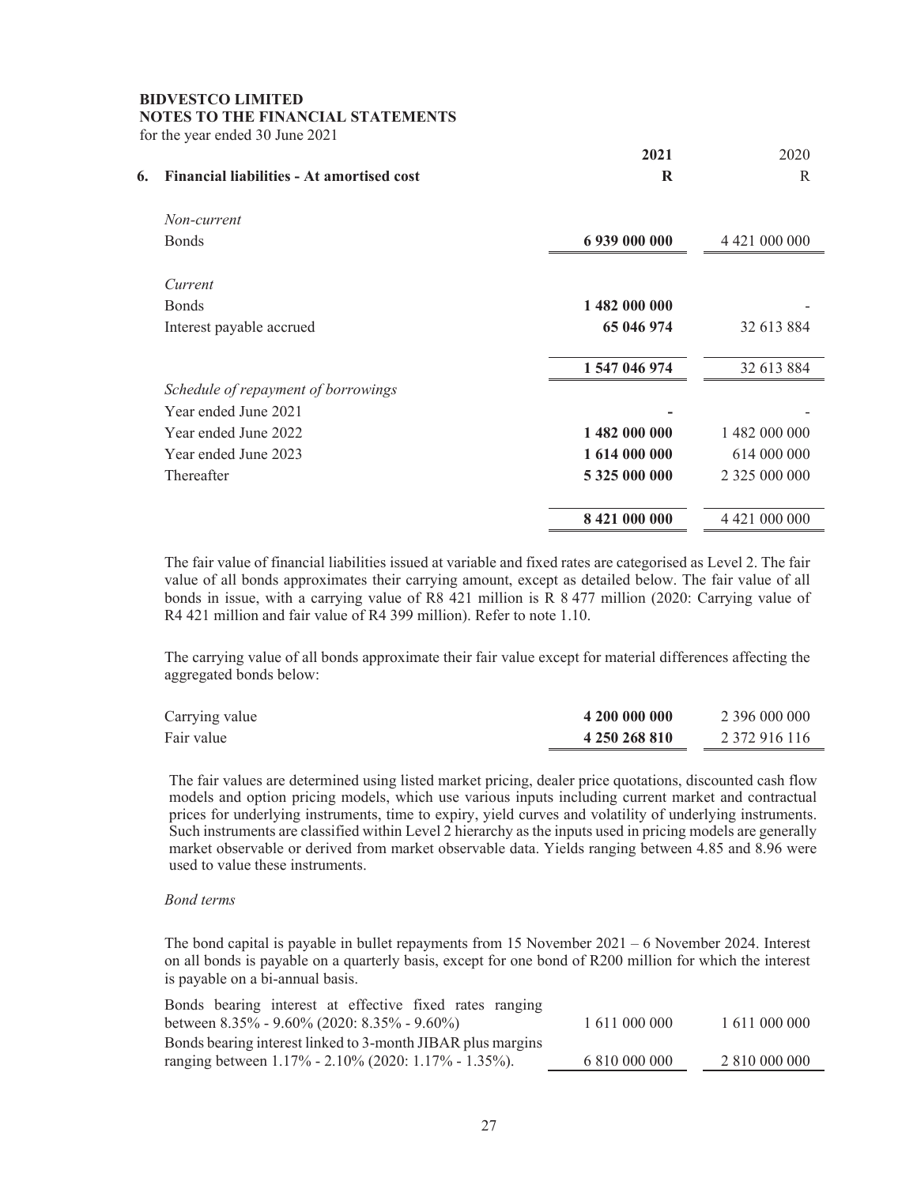**BIDVESTCO LIMITED**
**NOTES TO THE FINANCIAL STATEMENTS**
for the year ended 30 June 2021

| | 2021 | 2020 |
|---|---|---|
| **6. Financial liabilities - At amortised cost** | **R** | R |
| *Non-current* | | |
| Bonds | **6 939 000 000** | 4 421 000 000 |
| *Current* | | |
| Bonds | **1 482 000 000** | - |
| Interest payable accrued | **65 046 974** | 32 613 884 |
| | **1 547 046 974** | 32 613 884 |
| *Schedule of repayment of borrowings* | | |
| Year ended June 2021 | **-** | - |
| Year ended June 2022 | **1 482 000 000** | 1 482 000 000 |
| Year ended June 2023 | **1 614 000 000** | 614 000 000 |
| Thereafter | **5 325 000 000** | 2 325 000 000 |
| | **8 421 000 000** | 4 421 000 000 |

The fair value of financial liabilities issued at variable and fixed rates are categorised as Level 2. The fair value of all bonds approximates their carrying amount, except as detailed below. The fair value of all bonds in issue, with a carrying value of R8 421 million is R 8 477 million (2020: Carrying value of R4 421 million and fair value of R4 399 million). Refer to note 1.10.

The carrying value of all bonds approximate their fair value except for material differences affecting the aggregated bonds below:

| | 2021 | 2020 |
|---|---|---|
| Carrying value | **4 200 000 000** | 2 396 000 000 |
| Fair value | **4 250 268 810** | 2 372 916 116 |

The fair values are determined using listed market pricing, dealer price quotations, discounted cash flow models and option pricing models, which use various inputs including current market and contractual prices for underlying instruments, time to expiry, yield curves and volatility of underlying instruments. Such instruments are classified within Level 2 hierarchy as the inputs used in pricing models are generally market observable or derived from market observable data. Yields ranging between 4.85 and 8.96 were used to value these instruments.

*Bond terms*

The bond capital is payable in bullet repayments from 15 November 2021 – 6 November 2024. Interest on all bonds is payable on a quarterly basis, except for one bond of R200 million for which the interest is payable on a bi-annual basis.

| | 2021 | 2020 |
|---|---|---|
| Bonds bearing interest at effective fixed rates ranging between 8.35% - 9.60% (2020: 8.35% - 9.60%) | 1 611 000 000 | 1 611 000 000 |
| Bonds bearing interest linked to 3-month JIBAR plus margins ranging between 1.17% - 2.10% (2020: 1.17% - 1.35%). | 6 810 000 000 | 2 810 000 000 |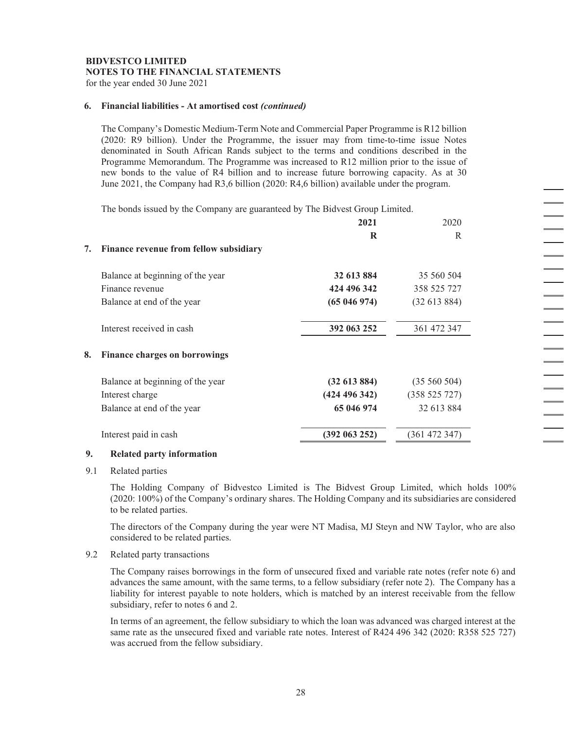**BIDVESTCO LIMITED**
**NOTES TO THE FINANCIAL STATEMENTS**
for the year ended 30 June 2021

## 6. Financial liabilities - At amortised cost *(continued)*

The Company's Domestic Medium-Term Note and Commercial Paper Programme is R12 billion (2020: R9 billion). Under the Programme, the issuer may from time-to-time issue Notes denominated in South African Rands subject to the terms and conditions described in the Programme Memorandum. The Programme was increased to R12 million prior to the issue of new bonds to the value of R4 billion and to increase future borrowing capacity. As at 30 June 2021, the Company had R3,6 billion (2020: R4,6 billion) available under the program.

The bonds issued by the Company are guaranteed by The Bidvest Group Limited.

| | **2021** | 2020 |
|---|---|---|
| | **R** | R |
| **7. Finance revenue from fellow subsidiary** | | |
| Balance at beginning of the year | **32 613 884** | 35 560 504 |
| Finance revenue | **424 496 342** | 358 525 727 |
| Balance at end of the year | **(65 046 974)** | (32 613 884) |
| Interest received in cash | **392 063 252** | 361 472 347 |
| **8. Finance charges on borrowings** | | |
| Balance at beginning of the year | **(32 613 884)** | (35 560 504) |
| Interest charge | **(424 496 342)** | (358 525 727) |
| Balance at end of the year | **65 046 974** | 32 613 884 |
| Interest paid in cash | **(392 063 252)** | (361 472 347) |

## 9. Related party information

9.1 Related parties

The Holding Company of Bidvestco Limited is The Bidvest Group Limited, which holds 100% (2020: 100%) of the Company's ordinary shares. The Holding Company and its subsidiaries are considered to be related parties.

The directors of the Company during the year were NT Madisa, MJ Steyn and NW Taylor, who are also considered to be related parties.

9.2 Related party transactions

The Company raises borrowings in the form of unsecured fixed and variable rate notes (refer note 6) and advances the same amount, with the same terms, to a fellow subsidiary (refer note 2). The Company has a liability for interest payable to note holders, which is matched by an interest receivable from the fellow subsidiary, refer to notes 6 and 2.

In terms of an agreement, the fellow subsidiary to which the loan was advanced was charged interest at the same rate as the unsecured fixed and variable rate notes. Interest of R424 496 342 (2020: R358 525 727) was accrued from the fellow subsidiary.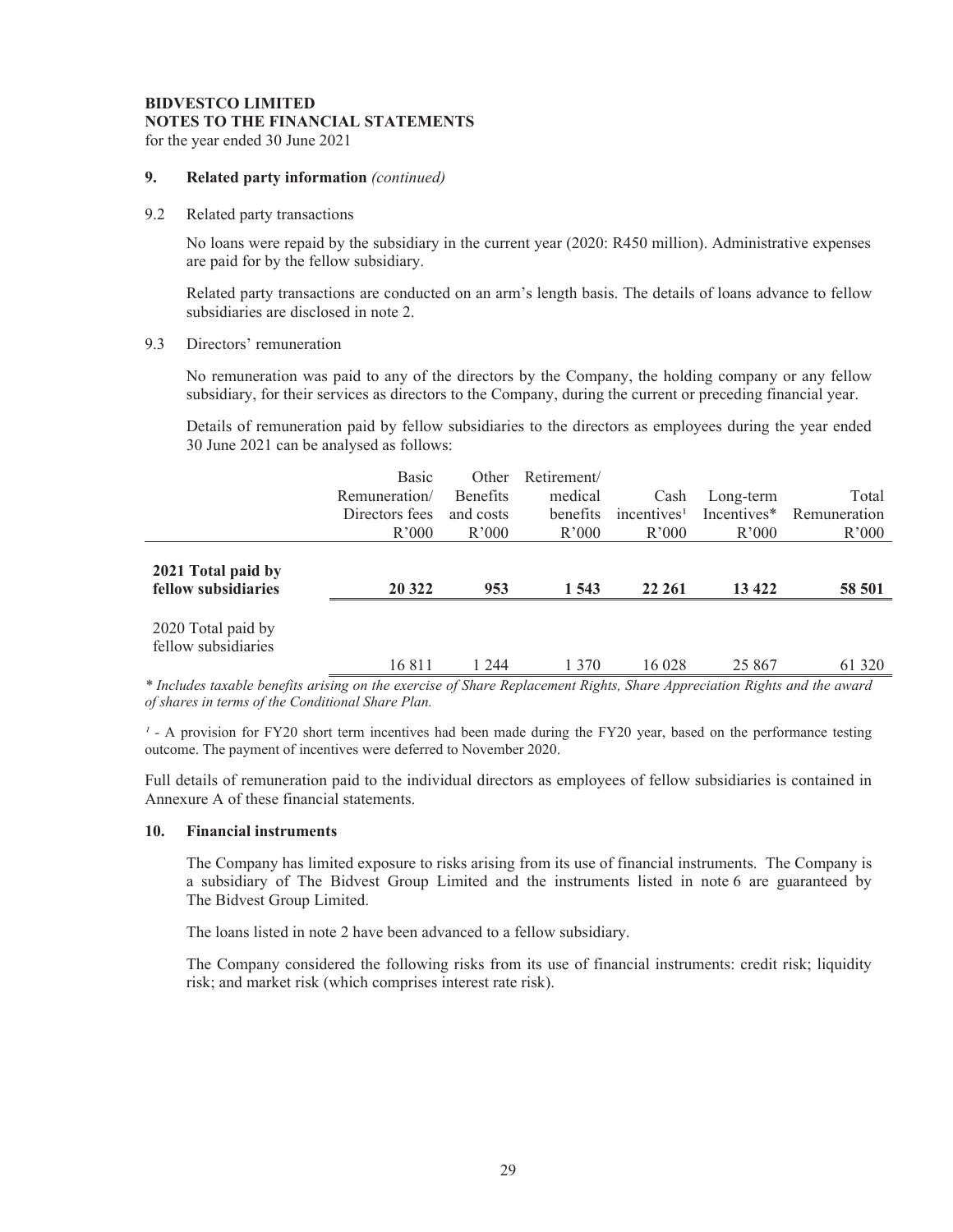**BIDVESTCO LIMITED**
**NOTES TO THE FINANCIAL STATEMENTS**
for the year ended 30 June 2021

## 9. Related party information *(continued)*

### 9.2 Related party transactions

No loans were repaid by the subsidiary in the current year (2020: R450 million). Administrative expenses are paid for by the fellow subsidiary.

Related party transactions are conducted on an arm's length basis. The details of loans advance to fellow subsidiaries are disclosed in note 2.

### 9.3 Directors' remuneration

No remuneration was paid to any of the directors by the Company, the holding company or any fellow subsidiary, for their services as directors to the Company, during the current or preceding financial year.

Details of remuneration paid by fellow subsidiaries to the directors as employees during the year ended 30 June 2021 can be analysed as follows:

| | Basic Remuneration/ Directors fees R'000 | Other Benefits and costs R'000 | Retirement/ medical benefits R'000 | Cash incentives[1] R'000 | Long-term Incentives* R'000 | Total Remuneration R'000 |
|---|---|---|---|---|---|---|
| **2021 Total paid by fellow subsidiaries** | **20 322** | **953** | **1 543** | **22 261** | **13 422** | **58 501** |
| 2020 Total paid by fellow subsidiaries | 16 811 | 1 244 | 1 370 | 16 028 | 25 867 | 61 320 |

*\* Includes taxable benefits arising on the exercise of Share Replacement Rights, Share Appreciation Rights and the award of shares in terms of the Conditional Share Plan.*

[1] - A provision for FY20 short term incentives had been made during the FY20 year, based on the performance testing outcome. The payment of incentives were deferred to November 2020.

Full details of remuneration paid to the individual directors as employees of fellow subsidiaries is contained in Annexure A of these financial statements.

## 10. Financial instruments

The Company has limited exposure to risks arising from its use of financial instruments. The Company is a subsidiary of The Bidvest Group Limited and the instruments listed in note 6 are guaranteed by The Bidvest Group Limited.

The loans listed in note 2 have been advanced to a fellow subsidiary.

The Company considered the following risks from its use of financial instruments: credit risk; liquidity risk; and market risk (which comprises interest rate risk).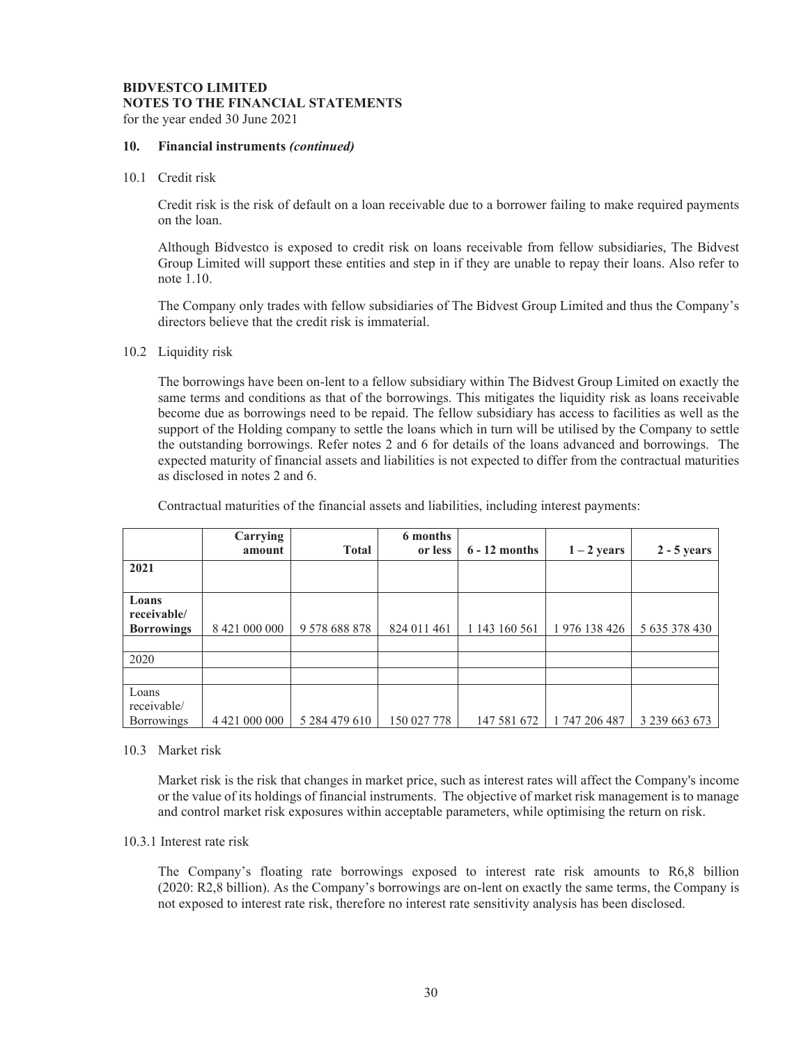**BIDVESTCO LIMITED**
**NOTES TO THE FINANCIAL STATEMENTS**
for the year ended 30 June 2021

## 10. Financial instruments *(continued)*

### 10.1 Credit risk

Credit risk is the risk of default on a loan receivable due to a borrower failing to make required payments on the loan.

Although Bidvestco is exposed to credit risk on loans receivable from fellow subsidiaries, The Bidvest Group Limited will support these entities and step in if they are unable to repay their loans. Also refer to note 1.10.

The Company only trades with fellow subsidiaries of The Bidvest Group Limited and thus the Company's directors believe that the credit risk is immaterial.

### 10.2 Liquidity risk

The borrowings have been on-lent to a fellow subsidiary within The Bidvest Group Limited on exactly the same terms and conditions as that of the borrowings. This mitigates the liquidity risk as loans receivable become due as borrowings need to be repaid. The fellow subsidiary has access to facilities as well as the support of the Holding company to settle the loans which in turn will be utilised by the Company to settle the outstanding borrowings. Refer notes 2 and 6 for details of the loans advanced and borrowings. The expected maturity of financial assets and liabilities is not expected to differ from the contractual maturities as disclosed in notes 2 and 6.

Contractual maturities of the financial assets and liabilities, including interest payments:

| | **Carrying amount** | **Total** | **6 months or less** | **6 - 12 months** | **1 – 2 years** | **2 - 5 years** |
|---|---|---|---|---|---|---|
| **2021** | | | | | | |
| **Loans receivable/ Borrowings** | 8 421 000 000 | 9 578 688 878 | 824 011 461 | 1 143 160 561 | 1 976 138 426 | 5 635 378 430 |
| 2020 | | | | | | |
| Loans receivable/ Borrowings | 4 421 000 000 | 5 284 479 610 | 150 027 778 | 147 581 672 | 1 747 206 487 | 3 239 663 673 |

### 10.3 Market risk

Market risk is the risk that changes in market price, such as interest rates will affect the Company's income or the value of its holdings of financial instruments. The objective of market risk management is to manage and control market risk exposures within acceptable parameters, while optimising the return on risk.

#### 10.3.1 Interest rate risk

The Company's floating rate borrowings exposed to interest rate risk amounts to R6,8 billion (2020: R2,8 billion). As the Company's borrowings are on-lent on exactly the same terms, the Company is not exposed to interest rate risk, therefore no interest rate sensitivity analysis has been disclosed.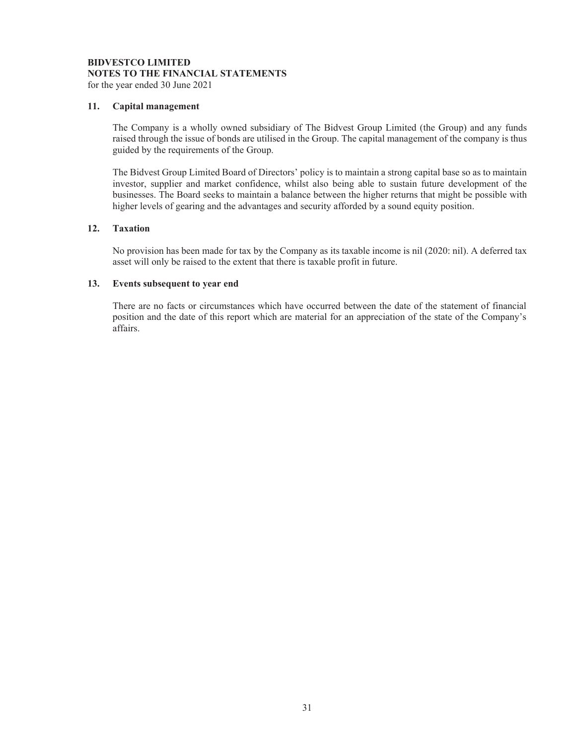**BIDVESTCO LIMITED**
**NOTES TO THE FINANCIAL STATEMENTS**
for the year ended 30 June 2021

## 11. Capital management

The Company is a wholly owned subsidiary of The Bidvest Group Limited (the Group) and any funds raised through the issue of bonds are utilised in the Group. The capital management of the company is thus guided by the requirements of the Group.

The Bidvest Group Limited Board of Directors' policy is to maintain a strong capital base so as to maintain investor, supplier and market confidence, whilst also being able to sustain future development of the businesses. The Board seeks to maintain a balance between the higher returns that might be possible with higher levels of gearing and the advantages and security afforded by a sound equity position.

## 12. Taxation

No provision has been made for tax by the Company as its taxable income is nil (2020: nil). A deferred tax asset will only be raised to the extent that there is taxable profit in future.

## 13. Events subsequent to year end

There are no facts or circumstances which have occurred between the date of the statement of financial position and the date of this report which are material for an appreciation of the state of the Company's affairs.